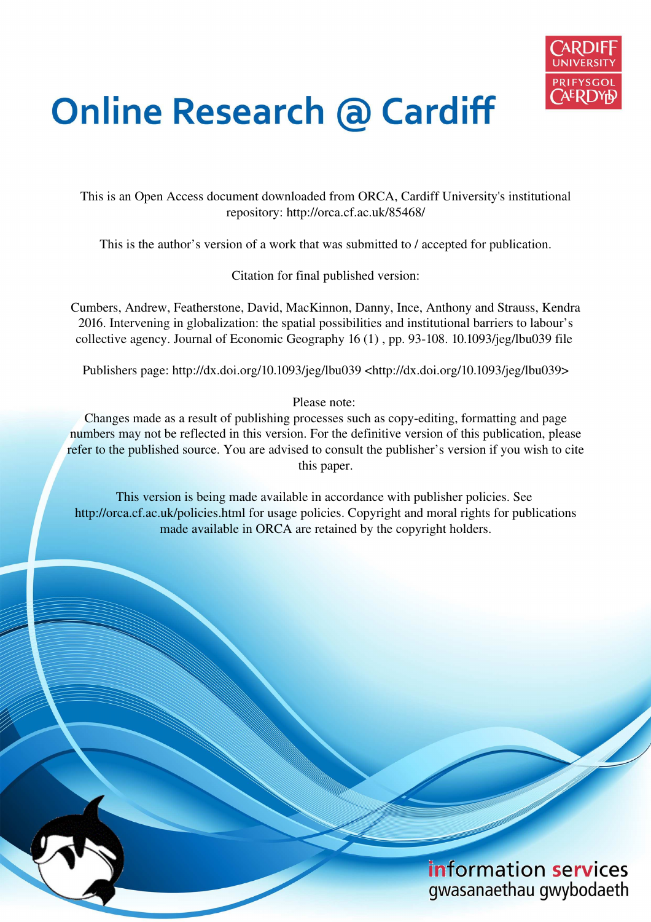# Online Research @ Cardiff

This is an Open Access document downloaded from ORCA, Cardiff University's institutional repository: http://orca.cf.ac.uk/85468/

This is the author's version of a work that was submitted to / accepted for publication.

Citation for final published version:

Cumbers, Andrew, Featherstone, David, MacKinnon, Danny, Ince, Anthony and Strauss, Kendra 2016. Intervening in globalization: the spatial possibilities and institutional barriers to labour's collective agency. Journal of Economic Geography 16 (1) , pp. 93-108. 10.1093/jeg/lbu039 file

Publishers page: http://dx.doi.org/10.1093/jeg/lbu039 <http://dx.doi.org/10.1093/jeg/lbu039>

Please note:
Changes made as a result of publishing processes such as copy-editing, formatting and page numbers may not be reflected in this version. For the definitive version of this publication, please refer to the published source. You are advised to consult the publisher's version if you wish to cite this paper.

This version is being made available in accordance with publisher policies. See http://orca.cf.ac.uk/policies.html for usage policies. Copyright and moral rights for publications made available in ORCA are retained by the copyright holders.

information services
gwasanaethau gwybodaeth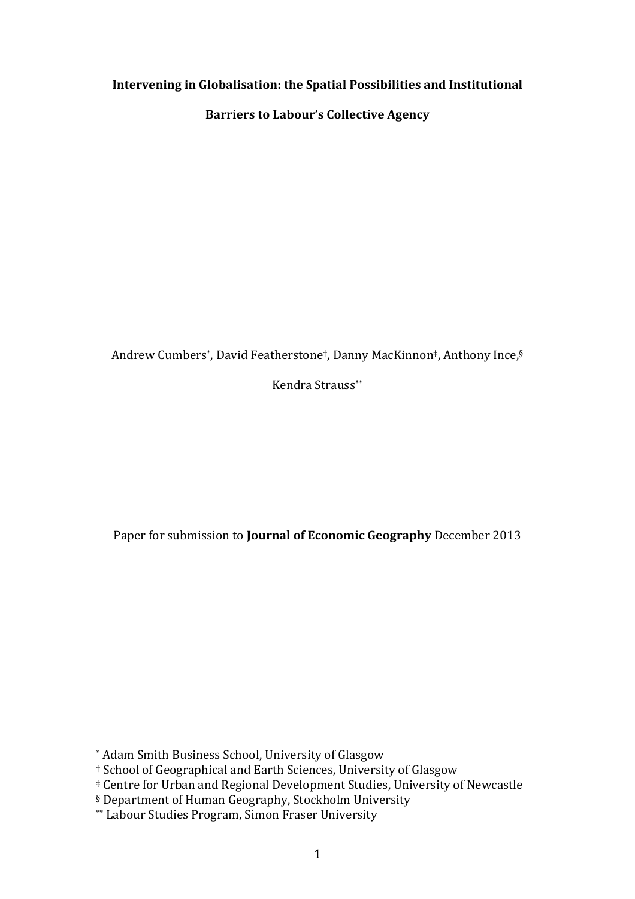**Intervening in Globalisation: the Spatial Possibilities and Institutional Barriers to Labour's Collective Agency**

Andrew Cumbers[*], David Featherstone[†], Danny MacKinnon[‡], Anthony Ince,[§] Kendra Strauss[**]

Paper for submission to **Journal of Economic Geography** December 2013

---

[*] Adam Smith Business School, University of Glasgow

[†] School of Geographical and Earth Sciences, University of Glasgow

[‡] Centre for Urban and Regional Development Studies, University of Newcastle

[§] Department of Human Geography, Stockholm University

[**] Labour Studies Program, Simon Fraser University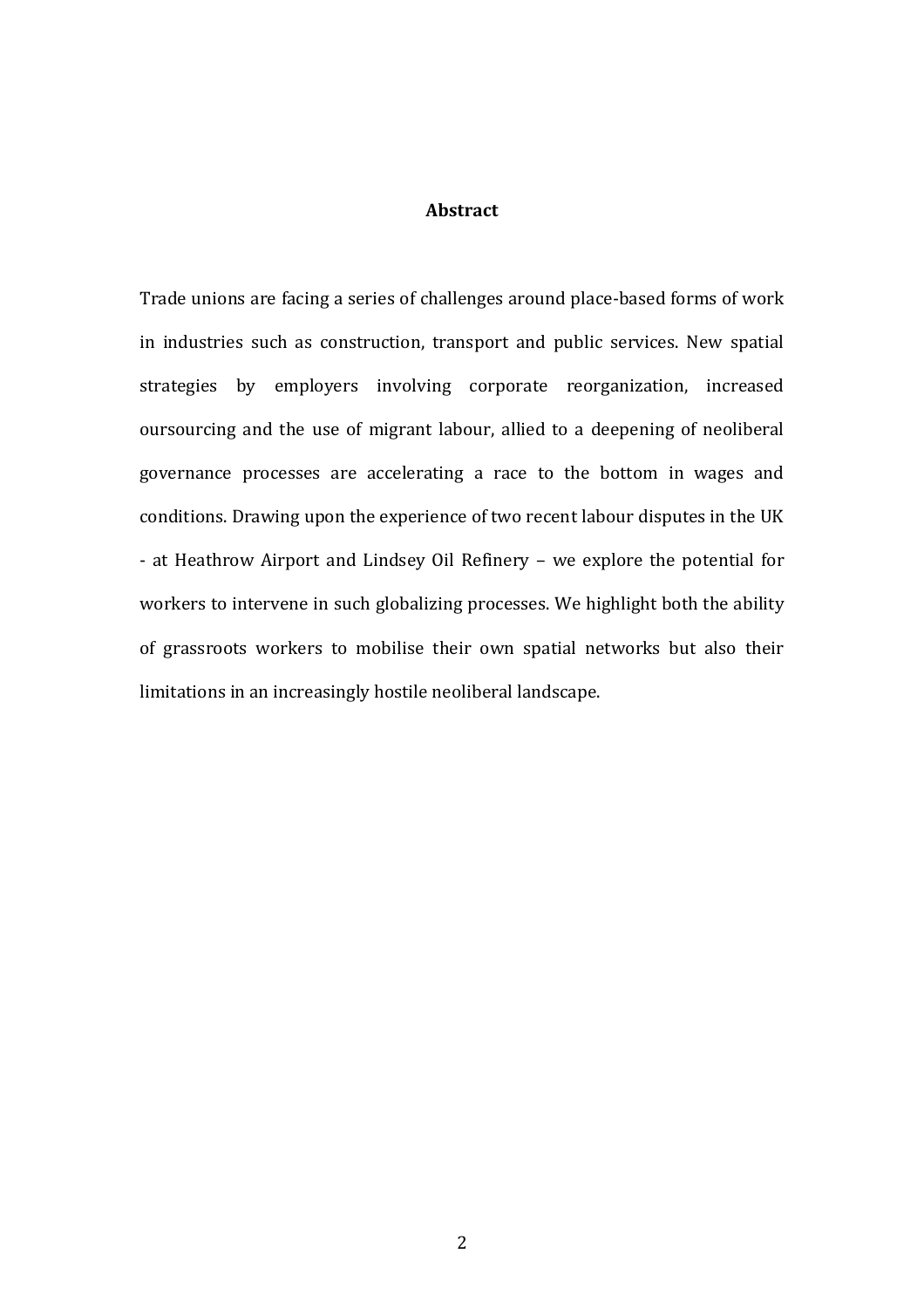## Abstract

Trade unions are facing a series of challenges around place-based forms of work in industries such as construction, transport and public services. New spatial strategies by employers involving corporate reorganization, increased oursourcing and the use of migrant labour, allied to a deepening of neoliberal governance processes are accelerating a race to the bottom in wages and conditions. Drawing upon the experience of two recent labour disputes in the UK - at Heathrow Airport and Lindsey Oil Refinery – we explore the potential for workers to intervene in such globalizing processes. We highlight both the ability of grassroots workers to mobilise their own spatial networks but also their limitations in an increasingly hostile neoliberal landscape.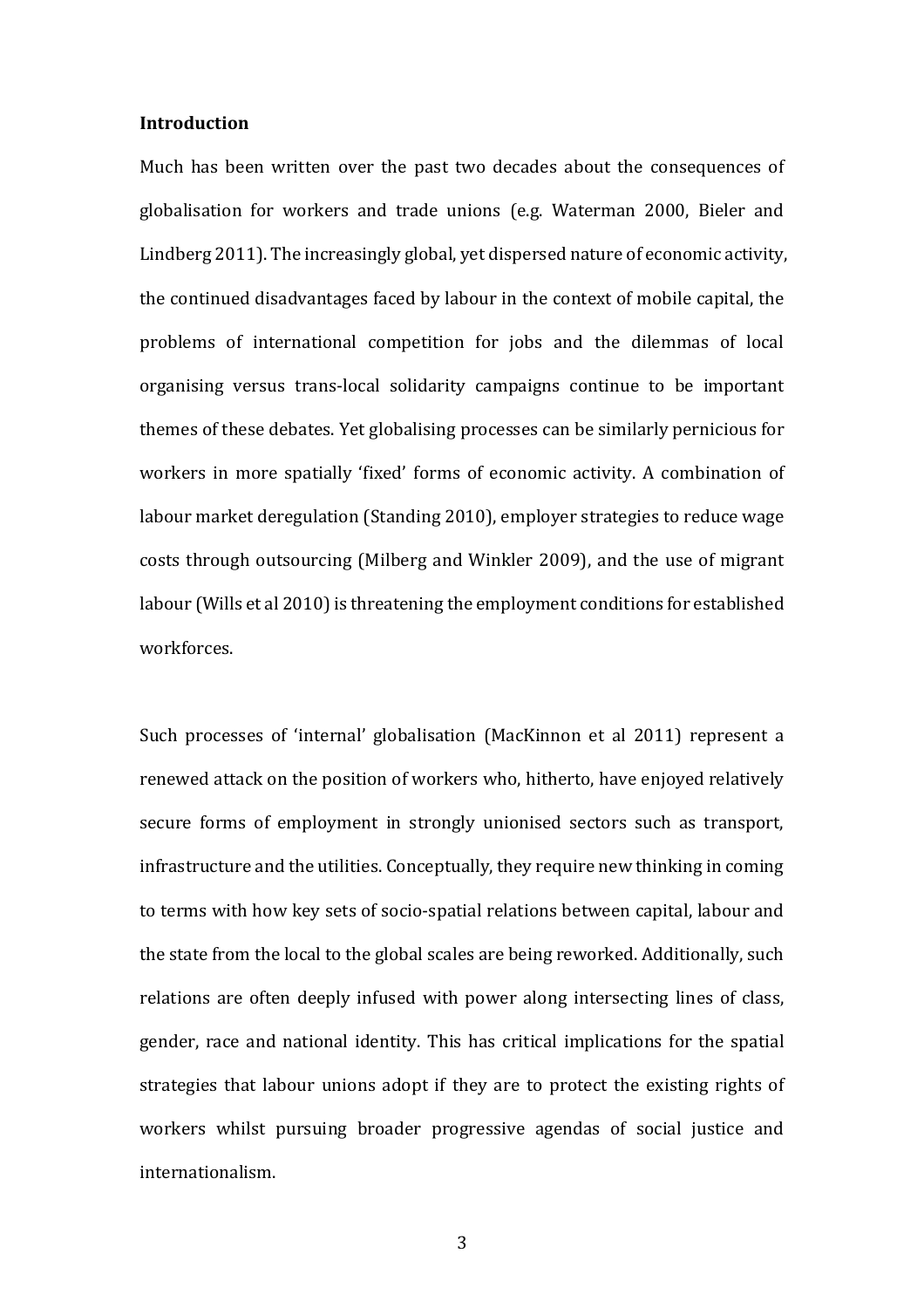**Introduction**

Much has been written over the past two decades about the consequences of globalisation for workers and trade unions (e.g. Waterman 2000, Bieler and Lindberg 2011). The increasingly global, yet dispersed nature of economic activity, the continued disadvantages faced by labour in the context of mobile capital, the problems of international competition for jobs and the dilemmas of local organising versus trans-local solidarity campaigns continue to be important themes of these debates. Yet globalising processes can be similarly pernicious for workers in more spatially 'fixed' forms of economic activity. A combination of labour market deregulation (Standing 2010), employer strategies to reduce wage costs through outsourcing (Milberg and Winkler 2009), and the use of migrant labour (Wills et al 2010) is threatening the employment conditions for established workforces.

Such processes of 'internal' globalisation (MacKinnon et al 2011) represent a renewed attack on the position of workers who, hitherto, have enjoyed relatively secure forms of employment in strongly unionised sectors such as transport, infrastructure and the utilities. Conceptually, they require new thinking in coming to terms with how key sets of socio-spatial relations between capital, labour and the state from the local to the global scales are being reworked. Additionally, such relations are often deeply infused with power along intersecting lines of class, gender, race and national identity. This has critical implications for the spatial strategies that labour unions adopt if they are to protect the existing rights of workers whilst pursuing broader progressive agendas of social justice and internationalism.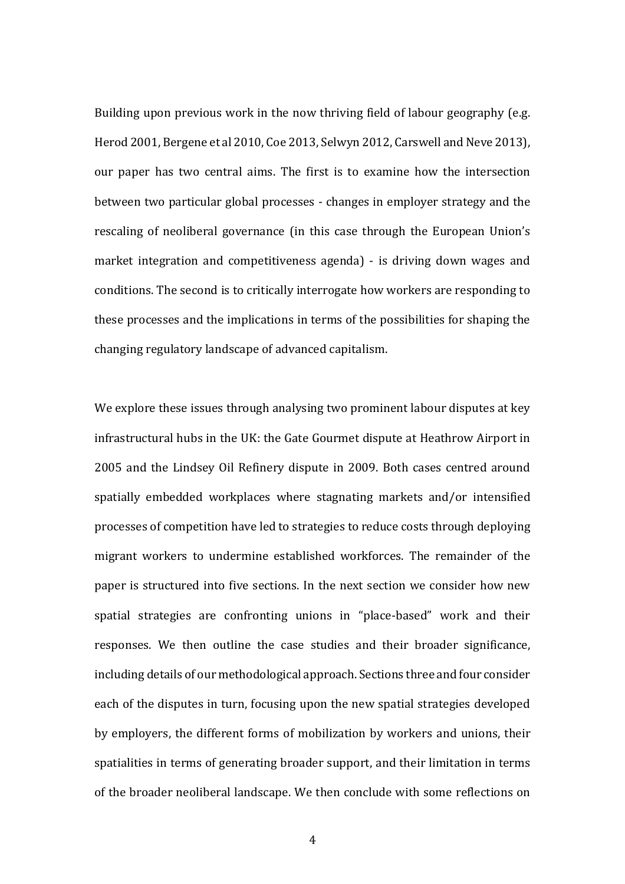Building upon previous work in the now thriving field of labour geography (e.g. Herod 2001, Bergene et al 2010, Coe 2013, Selwyn 2012, Carswell and Neve 2013), our paper has two central aims. The first is to examine how the intersection between two particular global processes - changes in employer strategy and the rescaling of neoliberal governance (in this case through the European Union's market integration and competitiveness agenda) - is driving down wages and conditions. The second is to critically interrogate how workers are responding to these processes and the implications in terms of the possibilities for shaping the changing regulatory landscape of advanced capitalism.

We explore these issues through analysing two prominent labour disputes at key infrastructural hubs in the UK: the Gate Gourmet dispute at Heathrow Airport in 2005 and the Lindsey Oil Refinery dispute in 2009. Both cases centred around spatially embedded workplaces where stagnating markets and/or intensified processes of competition have led to strategies to reduce costs through deploying migrant workers to undermine established workforces. The remainder of the paper is structured into five sections. In the next section we consider how new spatial strategies are confronting unions in "place-based" work and their responses. We then outline the case studies and their broader significance, including details of our methodological approach. Sections three and four consider each of the disputes in turn, focusing upon the new spatial strategies developed by employers, the different forms of mobilization by workers and unions, their spatialities in terms of generating broader support, and their limitation in terms of the broader neoliberal landscape. We then conclude with some reflections on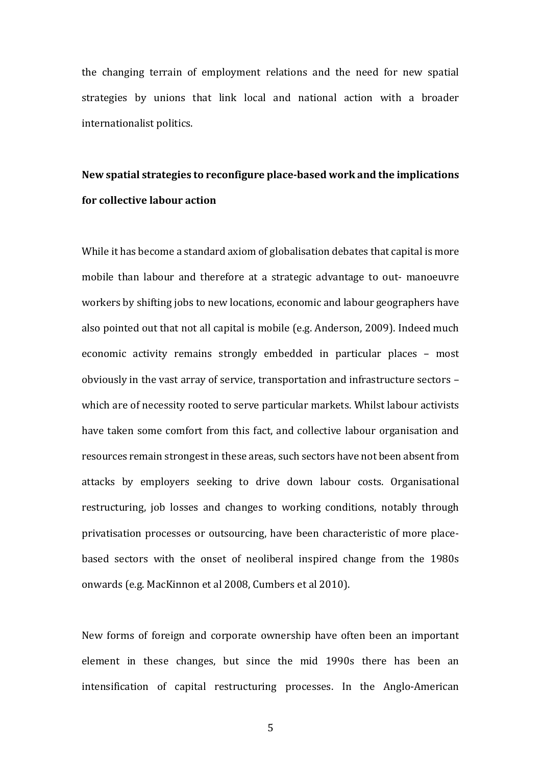the changing terrain of employment relations and the need for new spatial strategies by unions that link local and national action with a broader internationalist politics.

**New spatial strategies to reconfigure place-based work and the implications for collective labour action**

While it has become a standard axiom of globalisation debates that capital is more mobile than labour and therefore at a strategic advantage to out- manoeuvre workers by shifting jobs to new locations, economic and labour geographers have also pointed out that not all capital is mobile (e.g. Anderson, 2009). Indeed much economic activity remains strongly embedded in particular places – most obviously in the vast array of service, transportation and infrastructure sectors – which are of necessity rooted to serve particular markets. Whilst labour activists have taken some comfort from this fact, and collective labour organisation and resources remain strongest in these areas, such sectors have not been absent from attacks by employers seeking to drive down labour costs. Organisational restructuring, job losses and changes to working conditions, notably through privatisation processes or outsourcing, have been characteristic of more place-based sectors with the onset of neoliberal inspired change from the 1980s onwards (e.g. MacKinnon et al 2008, Cumbers et al 2010).

New forms of foreign and corporate ownership have often been an important element in these changes, but since the mid 1990s there has been an intensification of capital restructuring processes. In the Anglo-American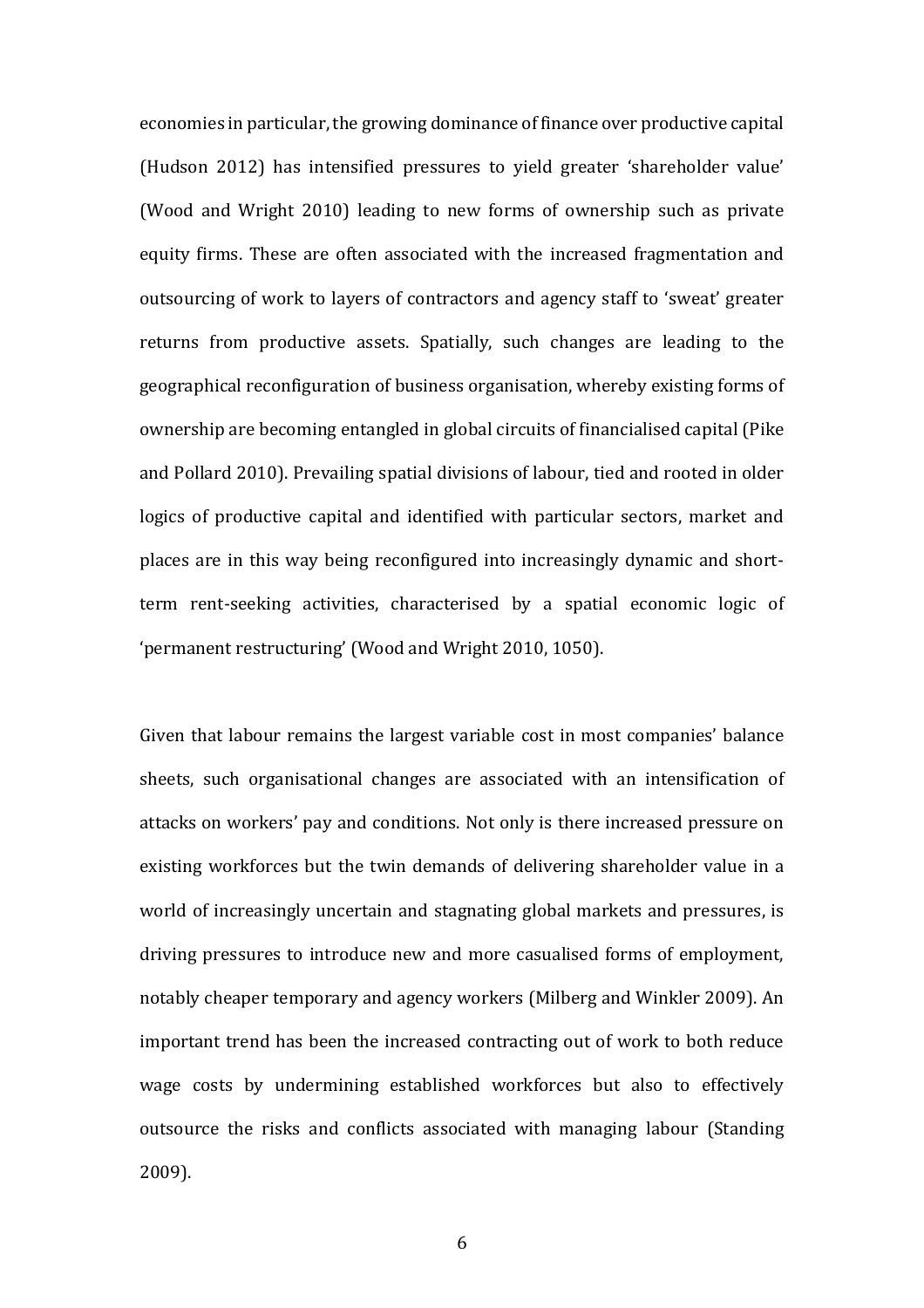economies in particular, the growing dominance of finance over productive capital (Hudson 2012) has intensified pressures to yield greater 'shareholder value' (Wood and Wright 2010) leading to new forms of ownership such as private equity firms. These are often associated with the increased fragmentation and outsourcing of work to layers of contractors and agency staff to 'sweat' greater returns from productive assets. Spatially, such changes are leading to the geographical reconfiguration of business organisation, whereby existing forms of ownership are becoming entangled in global circuits of financialised capital (Pike and Pollard 2010). Prevailing spatial divisions of labour, tied and rooted in older logics of productive capital and identified with particular sectors, market and places are in this way being reconfigured into increasingly dynamic and short-term rent-seeking activities, characterised by a spatial economic logic of 'permanent restructuring' (Wood and Wright 2010, 1050).

Given that labour remains the largest variable cost in most companies' balance sheets, such organisational changes are associated with an intensification of attacks on workers' pay and conditions. Not only is there increased pressure on existing workforces but the twin demands of delivering shareholder value in a world of increasingly uncertain and stagnating global markets and pressures, is driving pressures to introduce new and more casualised forms of employment, notably cheaper temporary and agency workers (Milberg and Winkler 2009). An important trend has been the increased contracting out of work to both reduce wage costs by undermining established workforces but also to effectively outsource the risks and conflicts associated with managing labour (Standing 2009).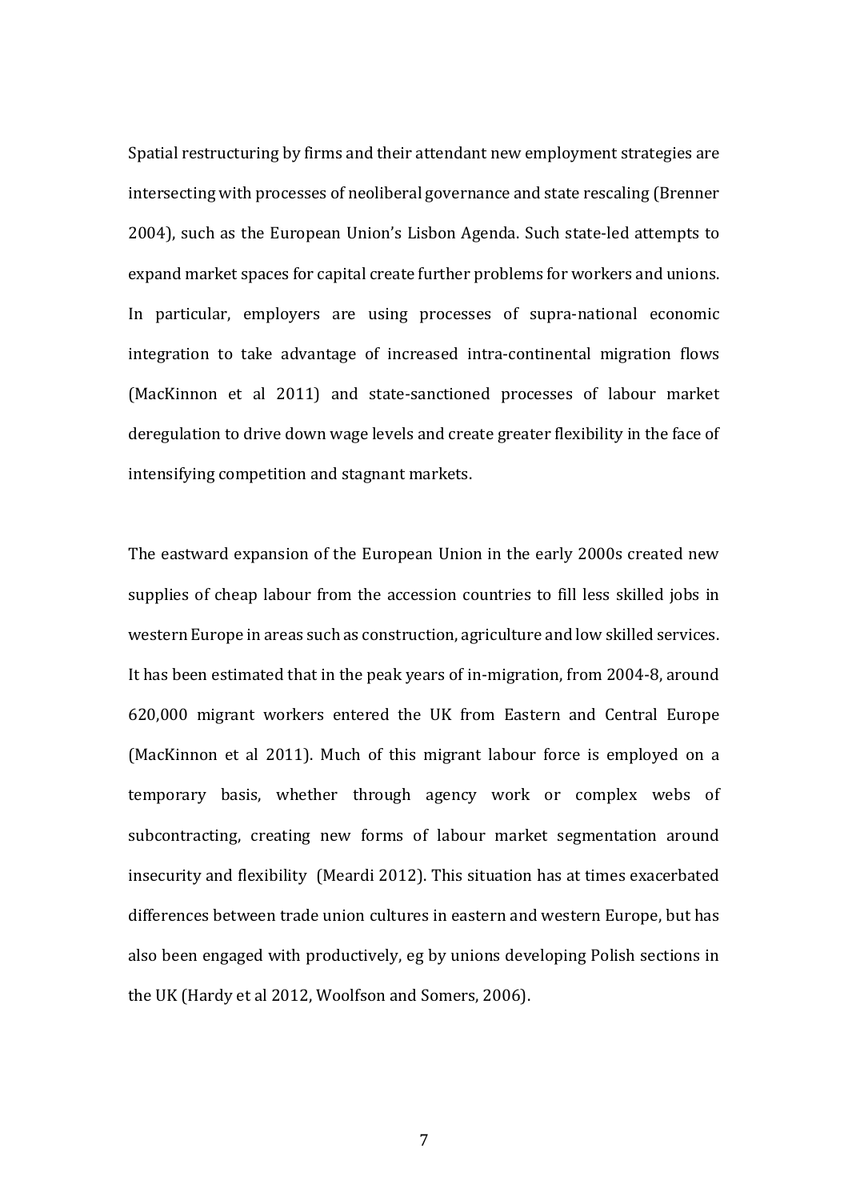Spatial restructuring by firms and their attendant new employment strategies are intersecting with processes of neoliberal governance and state rescaling (Brenner 2004), such as the European Union's Lisbon Agenda. Such state-led attempts to expand market spaces for capital create further problems for workers and unions. In particular, employers are using processes of supra-national economic integration to take advantage of increased intra-continental migration flows (MacKinnon et al 2011) and state-sanctioned processes of labour market deregulation to drive down wage levels and create greater flexibility in the face of intensifying competition and stagnant markets.

The eastward expansion of the European Union in the early 2000s created new supplies of cheap labour from the accession countries to fill less skilled jobs in western Europe in areas such as construction, agriculture and low skilled services. It has been estimated that in the peak years of in-migration, from 2004-8, around 620,000 migrant workers entered the UK from Eastern and Central Europe (MacKinnon et al 2011). Much of this migrant labour force is employed on a temporary basis, whether through agency work or complex webs of subcontracting, creating new forms of labour market segmentation around insecurity and flexibility (Meardi 2012). This situation has at times exacerbated differences between trade union cultures in eastern and western Europe, but has also been engaged with productively, eg by unions developing Polish sections in the UK (Hardy et al 2012, Woolfson and Somers, 2006).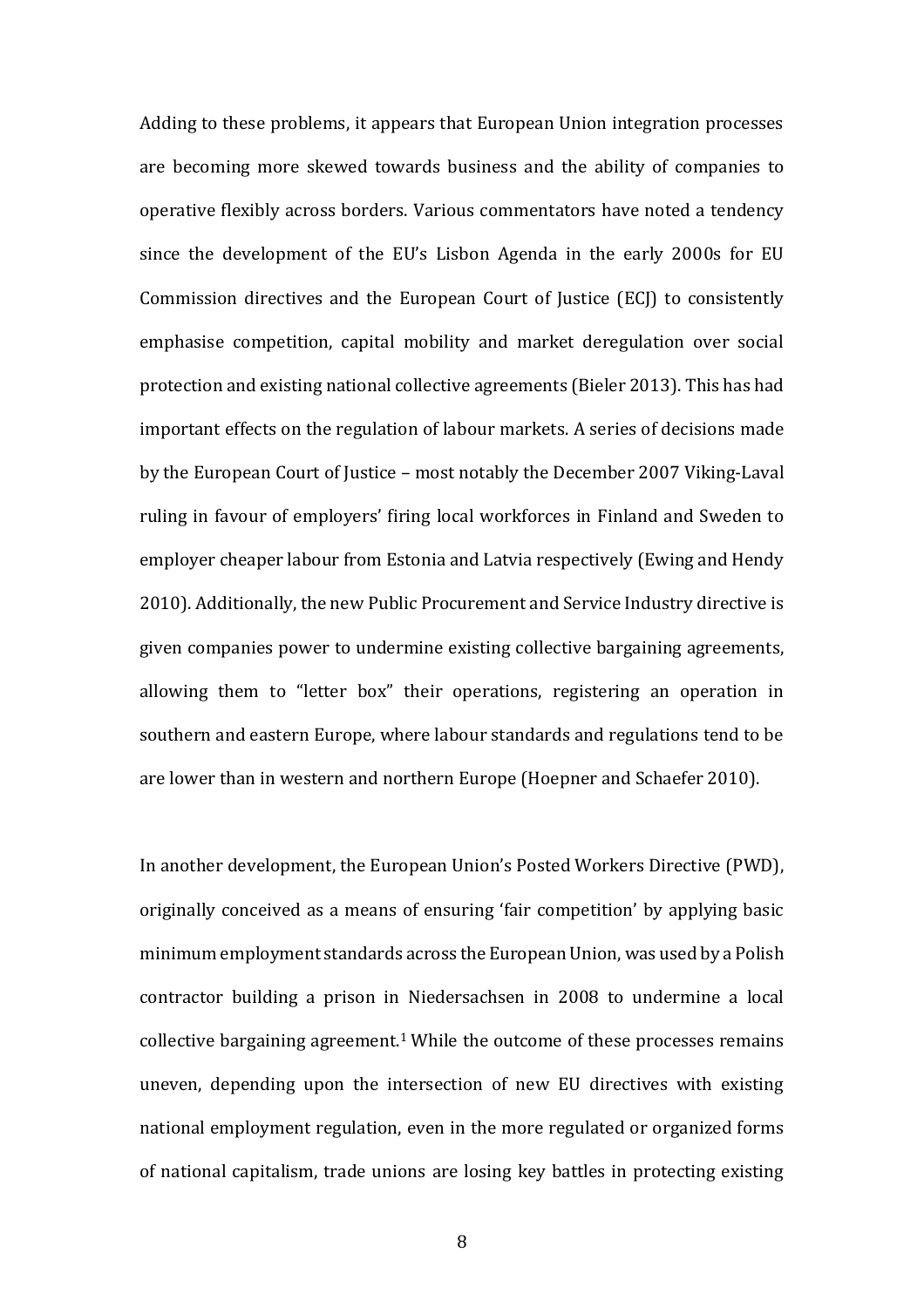Adding to these problems, it appears that European Union integration processes are becoming more skewed towards business and the ability of companies to operative flexibly across borders. Various commentators have noted a tendency since the development of the EU's Lisbon Agenda in the early 2000s for EU Commission directives and the European Court of Justice (ECJ) to consistently emphasise competition, capital mobility and market deregulation over social protection and existing national collective agreements (Bieler 2013). This has had important effects on the regulation of labour markets. A series of decisions made by the European Court of Justice – most notably the December 2007 Viking-Laval ruling in favour of employers' firing local workforces in Finland and Sweden to employer cheaper labour from Estonia and Latvia respectively (Ewing and Hendy 2010). Additionally, the new Public Procurement and Service Industry directive is given companies power to undermine existing collective bargaining agreements, allowing them to "letter box" their operations, registering an operation in southern and eastern Europe, where labour standards and regulations tend to be are lower than in western and northern Europe (Hoepner and Schaefer 2010).

In another development, the European Union's Posted Workers Directive (PWD), originally conceived as a means of ensuring 'fair competition' by applying basic minimum employment standards across the European Union, was used by a Polish contractor building a prison in Niedersachsen in 2008 to undermine a local collective bargaining agreement.[1] While the outcome of these processes remains uneven, depending upon the intersection of new EU directives with existing national employment regulation, even in the more regulated or organized forms of national capitalism, trade unions are losing key battles in protecting existing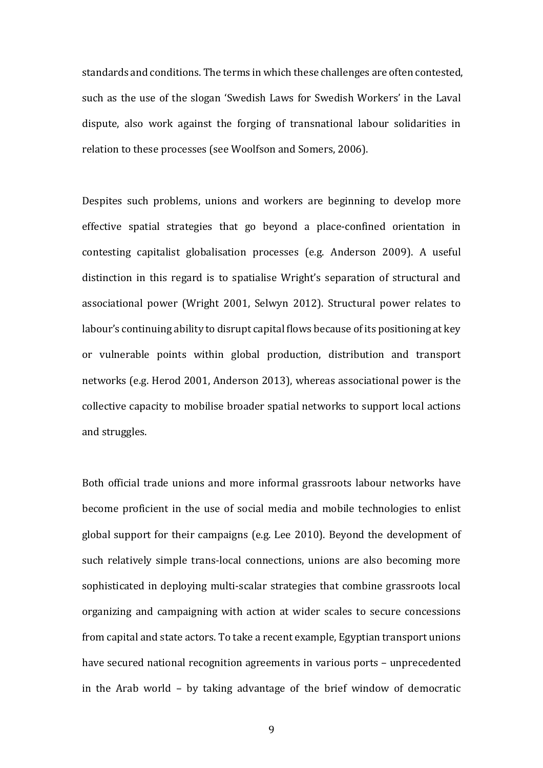standards and conditions. The terms in which these challenges are often contested, such as the use of the slogan 'Swedish Laws for Swedish Workers' in the Laval dispute, also work against the forging of transnational labour solidarities in relation to these processes (see Woolfson and Somers, 2006).

Despites such problems, unions and workers are beginning to develop more effective spatial strategies that go beyond a place-confined orientation in contesting capitalist globalisation processes (e.g. Anderson 2009). A useful distinction in this regard is to spatialise Wright's separation of structural and associational power (Wright 2001, Selwyn 2012). Structural power relates to labour's continuing ability to disrupt capital flows because of its positioning at key or vulnerable points within global production, distribution and transport networks (e.g. Herod 2001, Anderson 2013), whereas associational power is the collective capacity to mobilise broader spatial networks to support local actions and struggles.

Both official trade unions and more informal grassroots labour networks have become proficient in the use of social media and mobile technologies to enlist global support for their campaigns (e.g. Lee 2010). Beyond the development of such relatively simple trans-local connections, unions are also becoming more sophisticated in deploying multi-scalar strategies that combine grassroots local organizing and campaigning with action at wider scales to secure concessions from capital and state actors. To take a recent example, Egyptian transport unions have secured national recognition agreements in various ports – unprecedented in the Arab world – by taking advantage of the brief window of democratic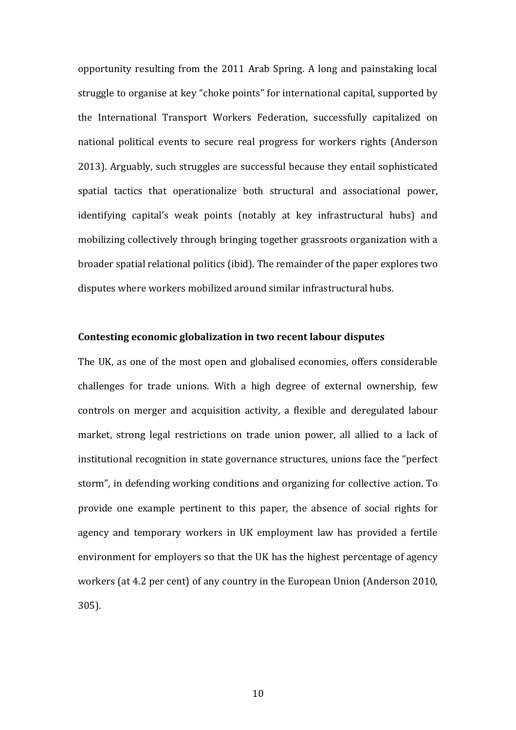opportunity resulting from the 2011 Arab Spring. A long and painstaking local struggle to organise at key "choke points" for international capital, supported by the International Transport Workers Federation, successfully capitalized on national political events to secure real progress for workers rights (Anderson 2013). Arguably, such struggles are successful because they entail sophisticated spatial tactics that operationalize both structural and associational power, identifying capital's weak points (notably at key infrastructural hubs) and mobilizing collectively through bringing together grassroots organization with a broader spatial relational politics (ibid). The remainder of the paper explores two disputes where workers mobilized around similar infrastructural hubs.

**Contesting economic globalization in two recent labour disputes**

The UK, as one of the most open and globalised economies, offers considerable challenges for trade unions. With a high degree of external ownership, few controls on merger and acquisition activity, a flexible and deregulated labour market, strong legal restrictions on trade union power, all allied to a lack of institutional recognition in state governance structures, unions face the "perfect storm", in defending working conditions and organizing for collective action. To provide one example pertinent to this paper, the absence of social rights for agency and temporary workers in UK employment law has provided a fertile environment for employers so that the UK has the highest percentage of agency workers (at 4.2 per cent) of any country in the European Union (Anderson 2010, 305).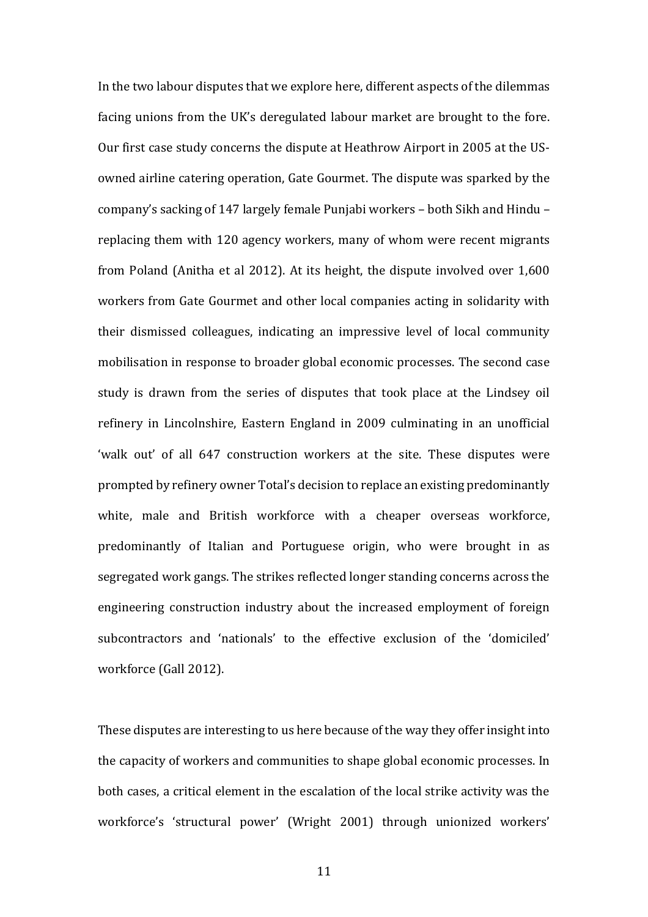In the two labour disputes that we explore here, different aspects of the dilemmas facing unions from the UK's deregulated labour market are brought to the fore. Our first case study concerns the dispute at Heathrow Airport in 2005 at the US-owned airline catering operation, Gate Gourmet. The dispute was sparked by the company's sacking of 147 largely female Punjabi workers – both Sikh and Hindu – replacing them with 120 agency workers, many of whom were recent migrants from Poland (Anitha et al 2012). At its height, the dispute involved over 1,600 workers from Gate Gourmet and other local companies acting in solidarity with their dismissed colleagues, indicating an impressive level of local community mobilisation in response to broader global economic processes. The second case study is drawn from the series of disputes that took place at the Lindsey oil refinery in Lincolnshire, Eastern England in 2009 culminating in an unofficial 'walk out' of all 647 construction workers at the site. These disputes were prompted by refinery owner Total's decision to replace an existing predominantly white, male and British workforce with a cheaper overseas workforce, predominantly of Italian and Portuguese origin, who were brought in as segregated work gangs. The strikes reflected longer standing concerns across the engineering construction industry about the increased employment of foreign subcontractors and 'nationals' to the effective exclusion of the 'domiciled' workforce (Gall 2012).

These disputes are interesting to us here because of the way they offer insight into the capacity of workers and communities to shape global economic processes. In both cases, a critical element in the escalation of the local strike activity was the workforce's 'structural power' (Wright 2001) through unionized workers'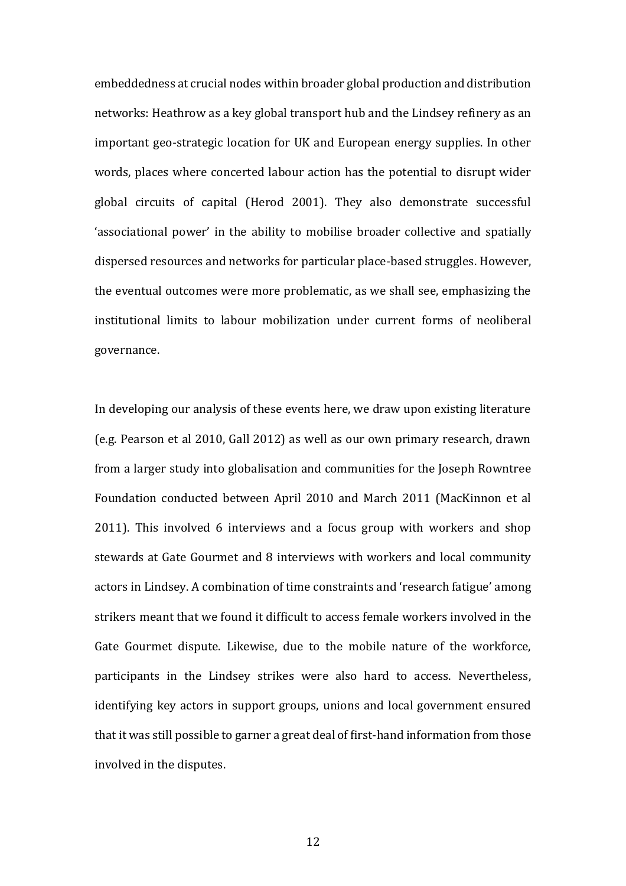embeddedness at crucial nodes within broader global production and distribution networks: Heathrow as a key global transport hub and the Lindsey refinery as an important geo-strategic location for UK and European energy supplies. In other words, places where concerted labour action has the potential to disrupt wider global circuits of capital (Herod 2001). They also demonstrate successful 'associational power' in the ability to mobilise broader collective and spatially dispersed resources and networks for particular place-based struggles. However, the eventual outcomes were more problematic, as we shall see, emphasizing the institutional limits to labour mobilization under current forms of neoliberal governance.

In developing our analysis of these events here, we draw upon existing literature (e.g. Pearson et al 2010, Gall 2012) as well as our own primary research, drawn from a larger study into globalisation and communities for the Joseph Rowntree Foundation conducted between April 2010 and March 2011 (MacKinnon et al 2011). This involved 6 interviews and a focus group with workers and shop stewards at Gate Gourmet and 8 interviews with workers and local community actors in Lindsey. A combination of time constraints and 'research fatigue' among strikers meant that we found it difficult to access female workers involved in the Gate Gourmet dispute. Likewise, due to the mobile nature of the workforce, participants in the Lindsey strikes were also hard to access. Nevertheless, identifying key actors in support groups, unions and local government ensured that it was still possible to garner a great deal of first-hand information from those involved in the disputes.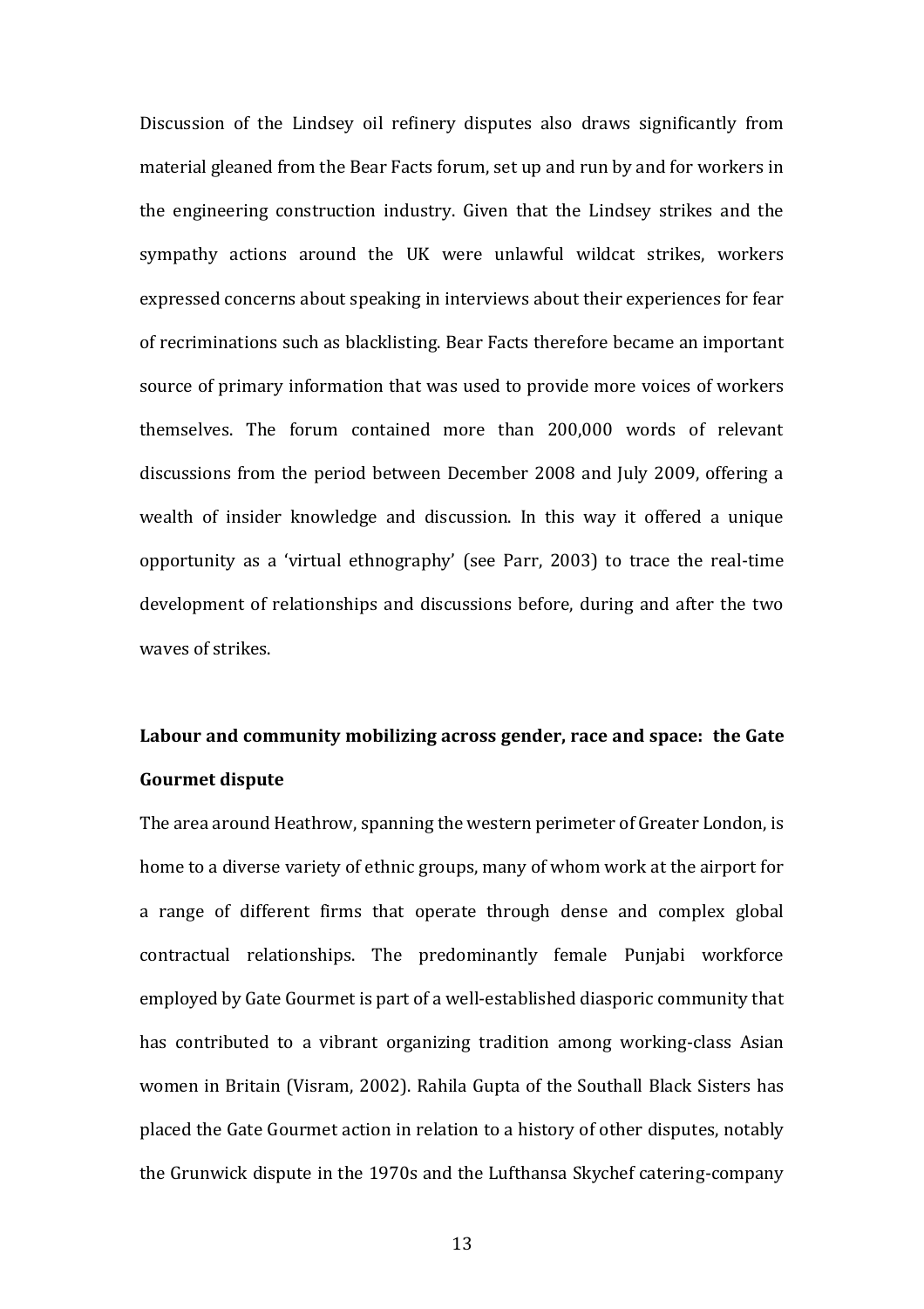Discussion of the Lindsey oil refinery disputes also draws significantly from material gleaned from the Bear Facts forum, set up and run by and for workers in the engineering construction industry. Given that the Lindsey strikes and the sympathy actions around the UK were unlawful wildcat strikes, workers expressed concerns about speaking in interviews about their experiences for fear of recriminations such as blacklisting. Bear Facts therefore became an important source of primary information that was used to provide more voices of workers themselves. The forum contained more than 200,000 words of relevant discussions from the period between December 2008 and July 2009, offering a wealth of insider knowledge and discussion. In this way it offered a unique opportunity as a 'virtual ethnography' (see Parr, 2003) to trace the real-time development of relationships and discussions before, during and after the two waves of strikes.

**Labour and community mobilizing across gender, race and space: the Gate Gourmet dispute**

The area around Heathrow, spanning the western perimeter of Greater London, is home to a diverse variety of ethnic groups, many of whom work at the airport for a range of different firms that operate through dense and complex global contractual relationships. The predominantly female Punjabi workforce employed by Gate Gourmet is part of a well-established diasporic community that has contributed to a vibrant organizing tradition among working-class Asian women in Britain (Visram, 2002). Rahila Gupta of the Southall Black Sisters has placed the Gate Gourmet action in relation to a history of other disputes, notably the Grunwick dispute in the 1970s and the Lufthansa Skychef catering-company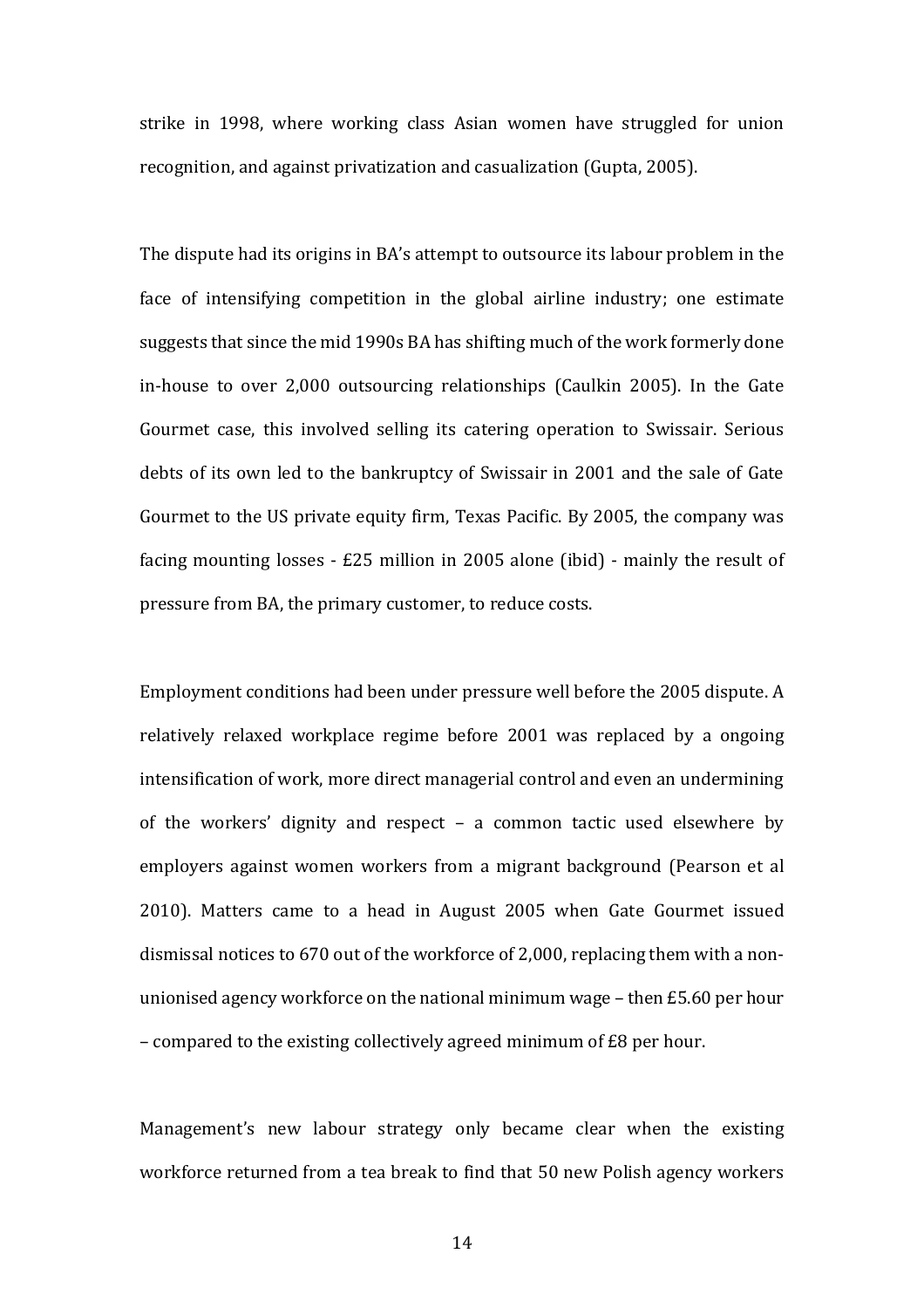strike in 1998, where working class Asian women have struggled for union recognition, and against privatization and casualization (Gupta, 2005).

The dispute had its origins in BA's attempt to outsource its labour problem in the face of intensifying competition in the global airline industry; one estimate suggests that since the mid 1990s BA has shifting much of the work formerly done in-house to over 2,000 outsourcing relationships (Caulkin 2005). In the Gate Gourmet case, this involved selling its catering operation to Swissair. Serious debts of its own led to the bankruptcy of Swissair in 2001 and the sale of Gate Gourmet to the US private equity firm, Texas Pacific. By 2005, the company was facing mounting losses - £25 million in 2005 alone (ibid) - mainly the result of pressure from BA, the primary customer, to reduce costs.

Employment conditions had been under pressure well before the 2005 dispute. A relatively relaxed workplace regime before 2001 was replaced by a ongoing intensification of work, more direct managerial control and even an undermining of the workers' dignity and respect – a common tactic used elsewhere by employers against women workers from a migrant background (Pearson et al 2010). Matters came to a head in August 2005 when Gate Gourmet issued dismissal notices to 670 out of the workforce of 2,000, replacing them with a non-unionised agency workforce on the national minimum wage – then £5.60 per hour – compared to the existing collectively agreed minimum of £8 per hour.

Management's new labour strategy only became clear when the existing workforce returned from a tea break to find that 50 new Polish agency workers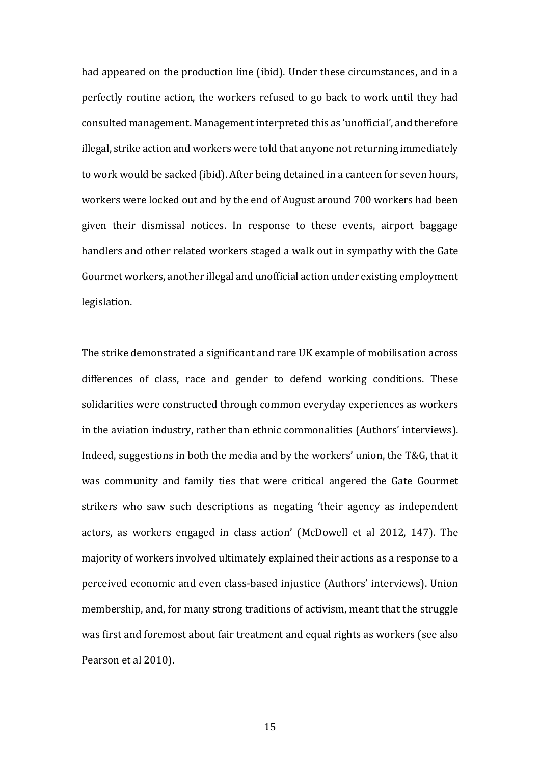had appeared on the production line (ibid). Under these circumstances, and in a perfectly routine action, the workers refused to go back to work until they had consulted management. Management interpreted this as 'unofficial', and therefore illegal, strike action and workers were told that anyone not returning immediately to work would be sacked (ibid). After being detained in a canteen for seven hours, workers were locked out and by the end of August around 700 workers had been given their dismissal notices. In response to these events, airport baggage handlers and other related workers staged a walk out in sympathy with the Gate Gourmet workers, another illegal and unofficial action under existing employment legislation.

The strike demonstrated a significant and rare UK example of mobilisation across differences of class, race and gender to defend working conditions. These solidarities were constructed through common everyday experiences as workers in the aviation industry, rather than ethnic commonalities (Authors' interviews). Indeed, suggestions in both the media and by the workers' union, the T&G, that it was community and family ties that were critical angered the Gate Gourmet strikers who saw such descriptions as negating 'their agency as independent actors, as workers engaged in class action' (McDowell et al 2012, 147). The majority of workers involved ultimately explained their actions as a response to a perceived economic and even class-based injustice (Authors' interviews). Union membership, and, for many strong traditions of activism, meant that the struggle was first and foremost about fair treatment and equal rights as workers (see also Pearson et al 2010).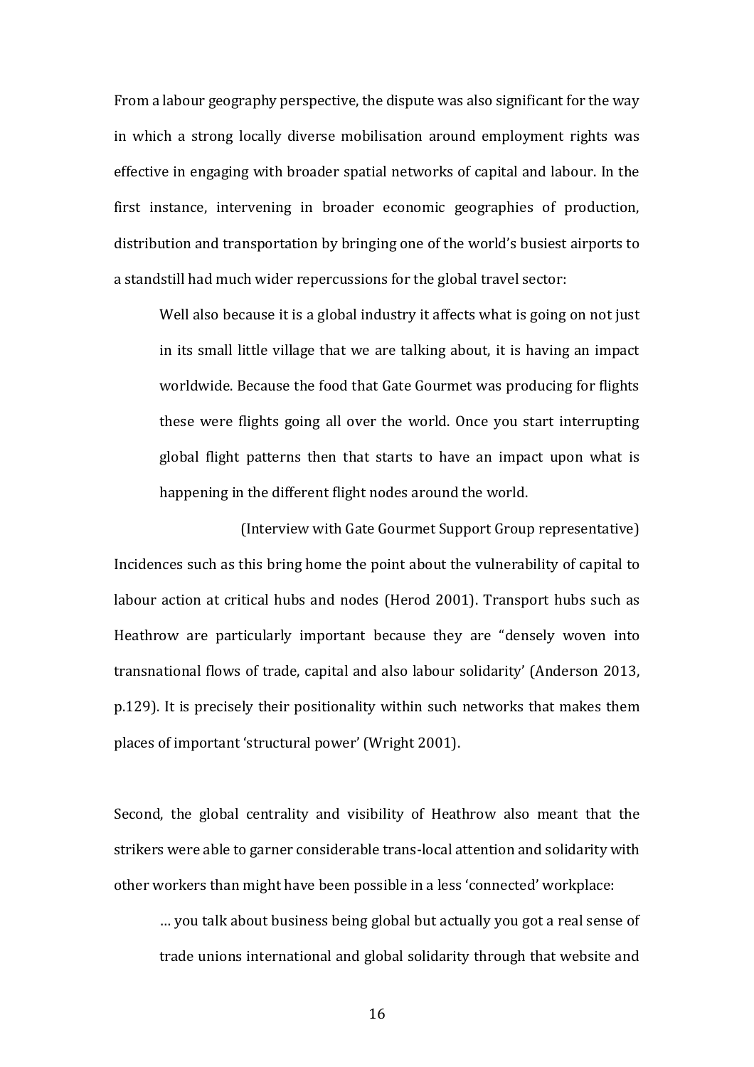From a labour geography perspective, the dispute was also significant for the way in which a strong locally diverse mobilisation around employment rights was effective in engaging with broader spatial networks of capital and labour. In the first instance, intervening in broader economic geographies of production, distribution and transportation by bringing one of the world's busiest airports to a standstill had much wider repercussions for the global travel sector:

> Well also because it is a global industry it affects what is going on not just in its small little village that we are talking about, it is having an impact worldwide. Because the food that Gate Gourmet was producing for flights these were flights going all over the world. Once you start interrupting global flight patterns then that starts to have an impact upon what is happening in the different flight nodes around the world.
>
> (Interview with Gate Gourmet Support Group representative)

Incidences such as this bring home the point about the vulnerability of capital to labour action at critical hubs and nodes (Herod 2001). Transport hubs such as Heathrow are particularly important because they are "densely woven into transnational flows of trade, capital and also labour solidarity' (Anderson 2013, p.129). It is precisely their positionality within such networks that makes them places of important 'structural power' (Wright 2001).

Second, the global centrality and visibility of Heathrow also meant that the strikers were able to garner considerable trans-local attention and solidarity with other workers than might have been possible in a less 'connected' workplace:

> … you talk about business being global but actually you got a real sense of trade unions international and global solidarity through that website and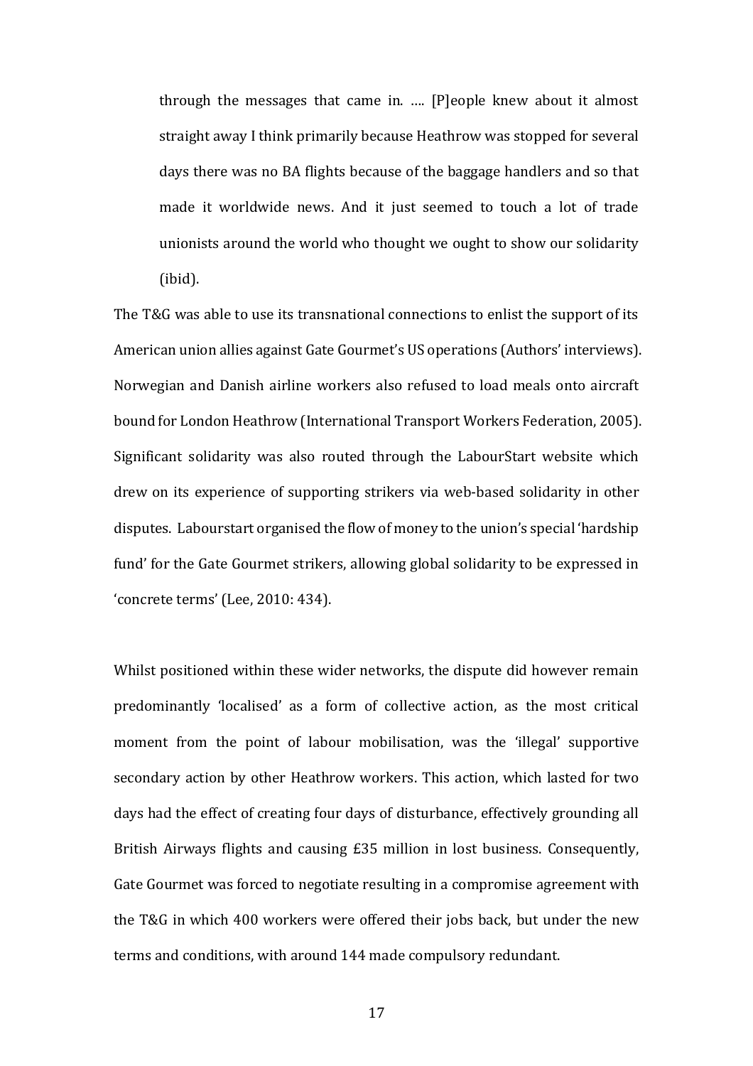> through the messages that came in. …. [P]eople knew about it almost straight away I think primarily because Heathrow was stopped for several days there was no BA flights because of the baggage handlers and so that made it worldwide news. And it just seemed to touch a lot of trade unionists around the world who thought we ought to show our solidarity (ibid).

The T&G was able to use its transnational connections to enlist the support of its American union allies against Gate Gourmet's US operations (Authors' interviews). Norwegian and Danish airline workers also refused to load meals onto aircraft bound for London Heathrow (International Transport Workers Federation, 2005). Significant solidarity was also routed through the LabourStart website which drew on its experience of supporting strikers via web-based solidarity in other disputes. Labourstart organised the flow of money to the union's special 'hardship fund' for the Gate Gourmet strikers, allowing global solidarity to be expressed in 'concrete terms' (Lee, 2010: 434).

Whilst positioned within these wider networks, the dispute did however remain predominantly 'localised' as a form of collective action, as the most critical moment from the point of labour mobilisation, was the 'illegal' supportive secondary action by other Heathrow workers. This action, which lasted for two days had the effect of creating four days of disturbance, effectively grounding all British Airways flights and causing £35 million in lost business. Consequently, Gate Gourmet was forced to negotiate resulting in a compromise agreement with the T&G in which 400 workers were offered their jobs back, but under the new terms and conditions, with around 144 made compulsory redundant.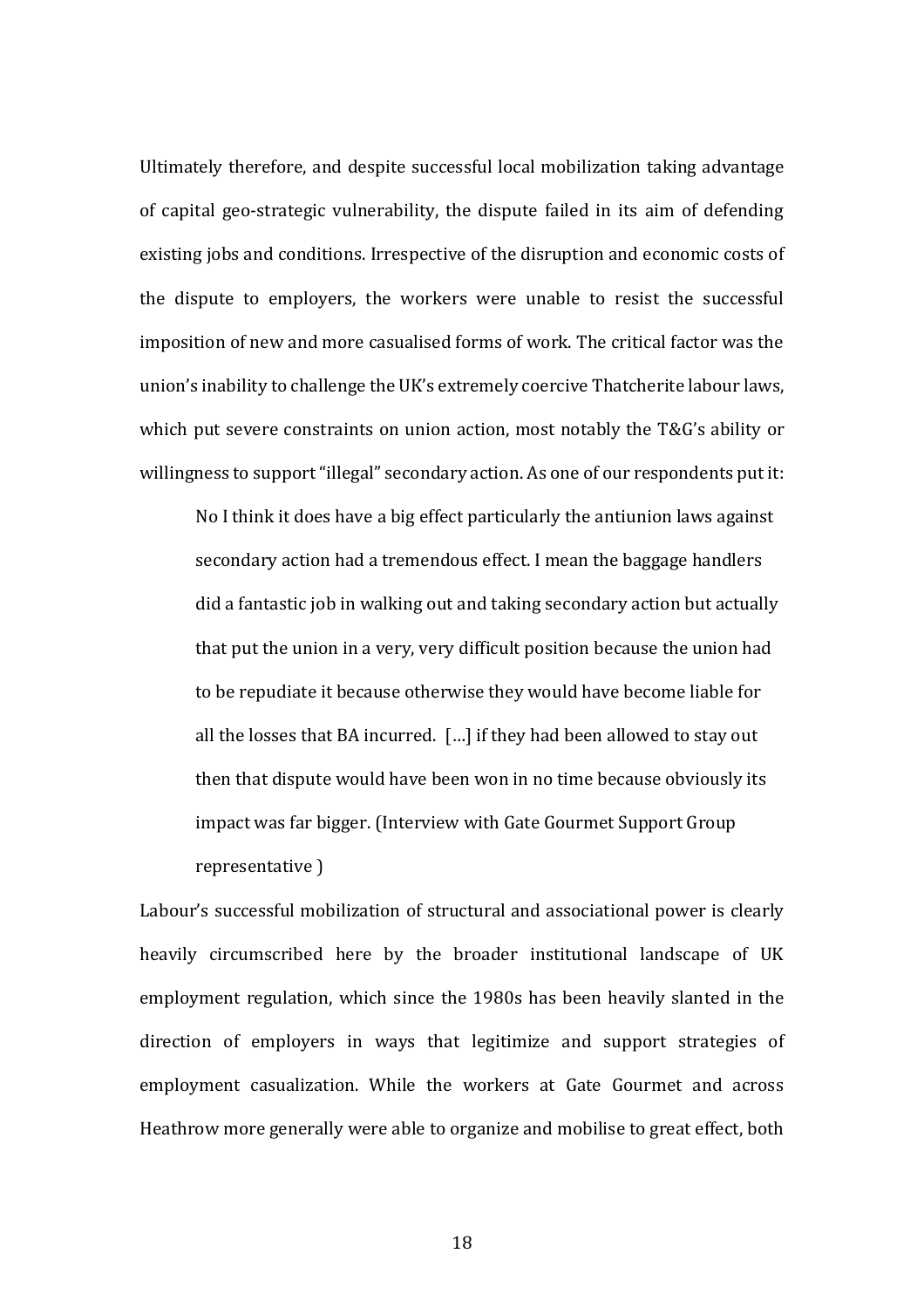Ultimately therefore, and despite successful local mobilization taking advantage of capital geo-strategic vulnerability, the dispute failed in its aim of defending existing jobs and conditions. Irrespective of the disruption and economic costs of the dispute to employers, the workers were unable to resist the successful imposition of new and more casualised forms of work. The critical factor was the union's inability to challenge the UK's extremely coercive Thatcherite labour laws, which put severe constraints on union action, most notably the T&G's ability or willingness to support "illegal" secondary action. As one of our respondents put it:

> No I think it does have a big effect particularly the antiunion laws against secondary action had a tremendous effect. I mean the baggage handlers did a fantastic job in walking out and taking secondary action but actually that put the union in a very, very difficult position because the union had to be repudiate it because otherwise they would have become liable for all the losses that BA incurred. […] if they had been allowed to stay out then that dispute would have been won in no time because obviously its impact was far bigger. (Interview with Gate Gourmet Support Group representative )

Labour's successful mobilization of structural and associational power is clearly heavily circumscribed here by the broader institutional landscape of UK employment regulation, which since the 1980s has been heavily slanted in the direction of employers in ways that legitimize and support strategies of employment casualization. While the workers at Gate Gourmet and across Heathrow more generally were able to organize and mobilise to great effect, both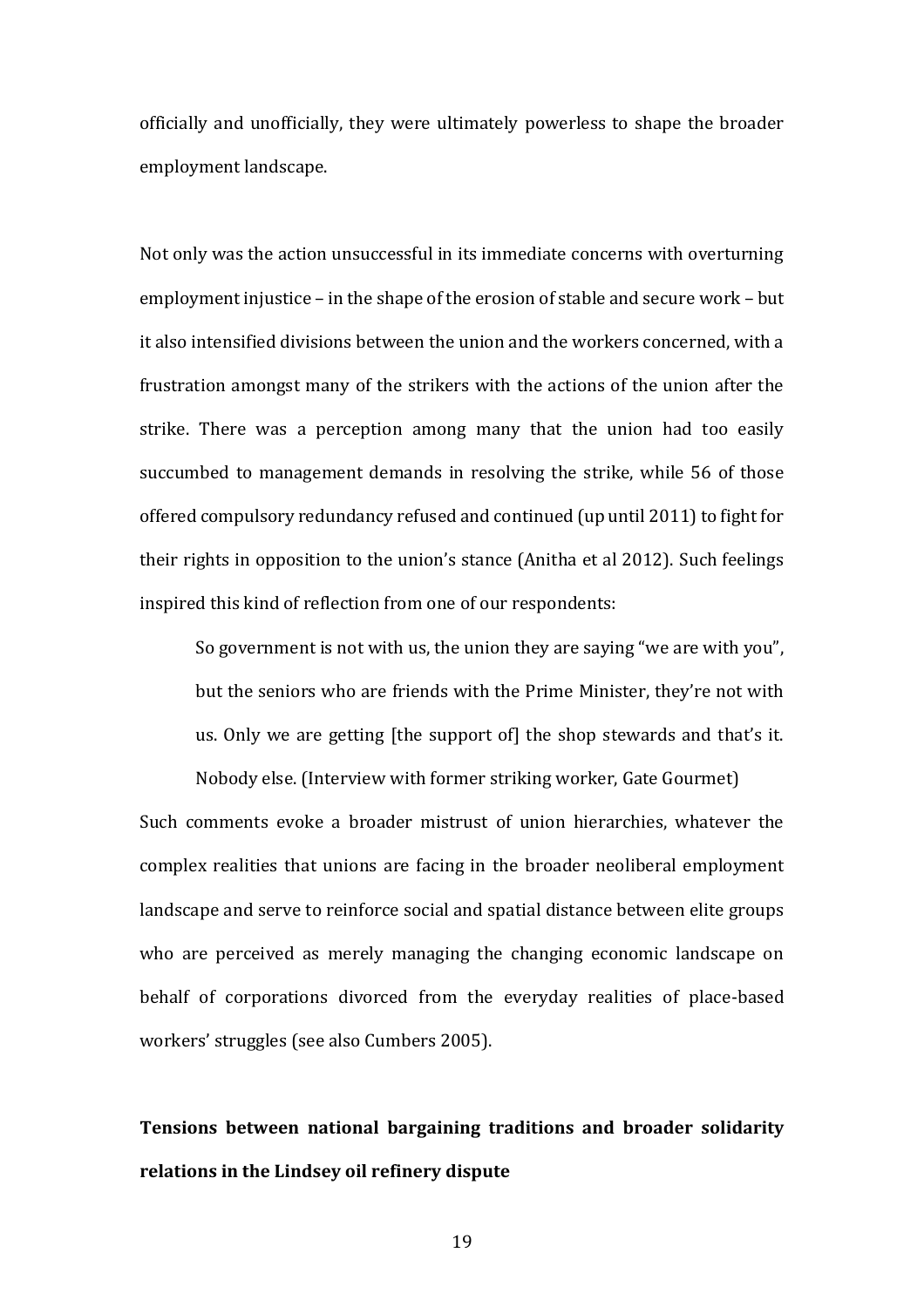officially and unofficially, they were ultimately powerless to shape the broader employment landscape.

Not only was the action unsuccessful in its immediate concerns with overturning employment injustice – in the shape of the erosion of stable and secure work – but it also intensified divisions between the union and the workers concerned, with a frustration amongst many of the strikers with the actions of the union after the strike. There was a perception among many that the union had too easily succumbed to management demands in resolving the strike, while 56 of those offered compulsory redundancy refused and continued (up until 2011) to fight for their rights in opposition to the union's stance (Anitha et al 2012). Such feelings inspired this kind of reflection from one of our respondents:

> So government is not with us, the union they are saying "we are with you", but the seniors who are friends with the Prime Minister, they're not with us. Only we are getting [the support of] the shop stewards and that's it. Nobody else. (Interview with former striking worker, Gate Gourmet)

Such comments evoke a broader mistrust of union hierarchies, whatever the complex realities that unions are facing in the broader neoliberal employment landscape and serve to reinforce social and spatial distance between elite groups who are perceived as merely managing the changing economic landscape on behalf of corporations divorced from the everyday realities of place-based workers' struggles (see also Cumbers 2005).

## Tensions between national bargaining traditions and broader solidarity relations in the Lindsey oil refinery dispute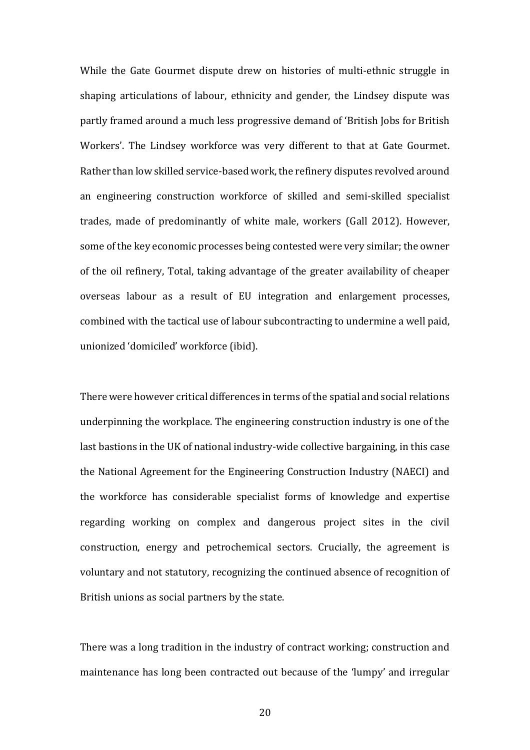While the Gate Gourmet dispute drew on histories of multi-ethnic struggle in shaping articulations of labour, ethnicity and gender, the Lindsey dispute was partly framed around a much less progressive demand of 'British Jobs for British Workers'. The Lindsey workforce was very different to that at Gate Gourmet. Rather than low skilled service-based work, the refinery disputes revolved around an engineering construction workforce of skilled and semi-skilled specialist trades, made of predominantly of white male, workers (Gall 2012). However, some of the key economic processes being contested were very similar; the owner of the oil refinery, Total, taking advantage of the greater availability of cheaper overseas labour as a result of EU integration and enlargement processes, combined with the tactical use of labour subcontracting to undermine a well paid, unionized 'domiciled' workforce (ibid).

There were however critical differences in terms of the spatial and social relations underpinning the workplace. The engineering construction industry is one of the last bastions in the UK of national industry-wide collective bargaining, in this case the National Agreement for the Engineering Construction Industry (NAECI) and the workforce has considerable specialist forms of knowledge and expertise regarding working on complex and dangerous project sites in the civil construction, energy and petrochemical sectors. Crucially, the agreement is voluntary and not statutory, recognizing the continued absence of recognition of British unions as social partners by the state.

There was a long tradition in the industry of contract working; construction and maintenance has long been contracted out because of the 'lumpy' and irregular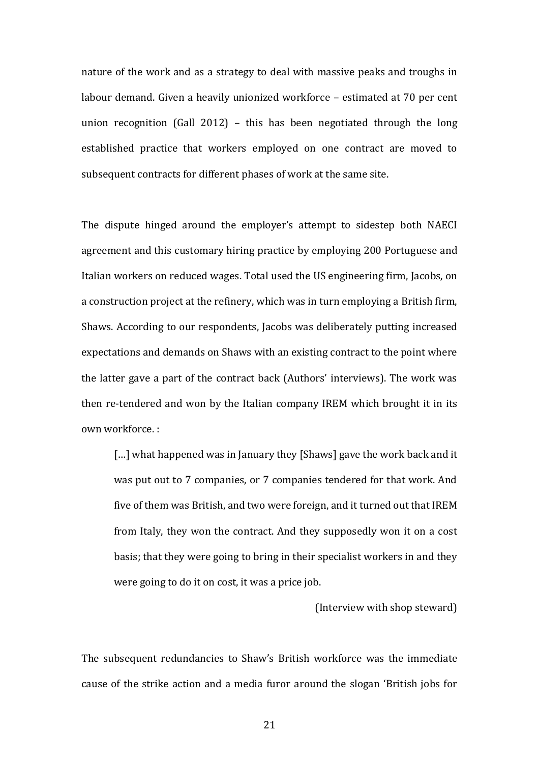nature of the work and as a strategy to deal with massive peaks and troughs in labour demand. Given a heavily unionized workforce – estimated at 70 per cent union recognition (Gall 2012) – this has been negotiated through the long established practice that workers employed on one contract are moved to subsequent contracts for different phases of work at the same site.

The dispute hinged around the employer's attempt to sidestep both NAECI agreement and this customary hiring practice by employing 200 Portuguese and Italian workers on reduced wages. Total used the US engineering firm, Jacobs, on a construction project at the refinery, which was in turn employing a British firm, Shaws. According to our respondents, Jacobs was deliberately putting increased expectations and demands on Shaws with an existing contract to the point where the latter gave a part of the contract back (Authors' interviews). The work was then re-tendered and won by the Italian company IREM which brought it in its own workforce. :

> […] what happened was in January they [Shaws] gave the work back and it was put out to 7 companies, or 7 companies tendered for that work. And five of them was British, and two were foreign, and it turned out that IREM from Italy, they won the contract. And they supposedly won it on a cost basis; that they were going to bring in their specialist workers in and they were going to do it on cost, it was a price job.
>
> (Interview with shop steward)

The subsequent redundancies to Shaw's British workforce was the immediate cause of the strike action and a media furor around the slogan 'British jobs for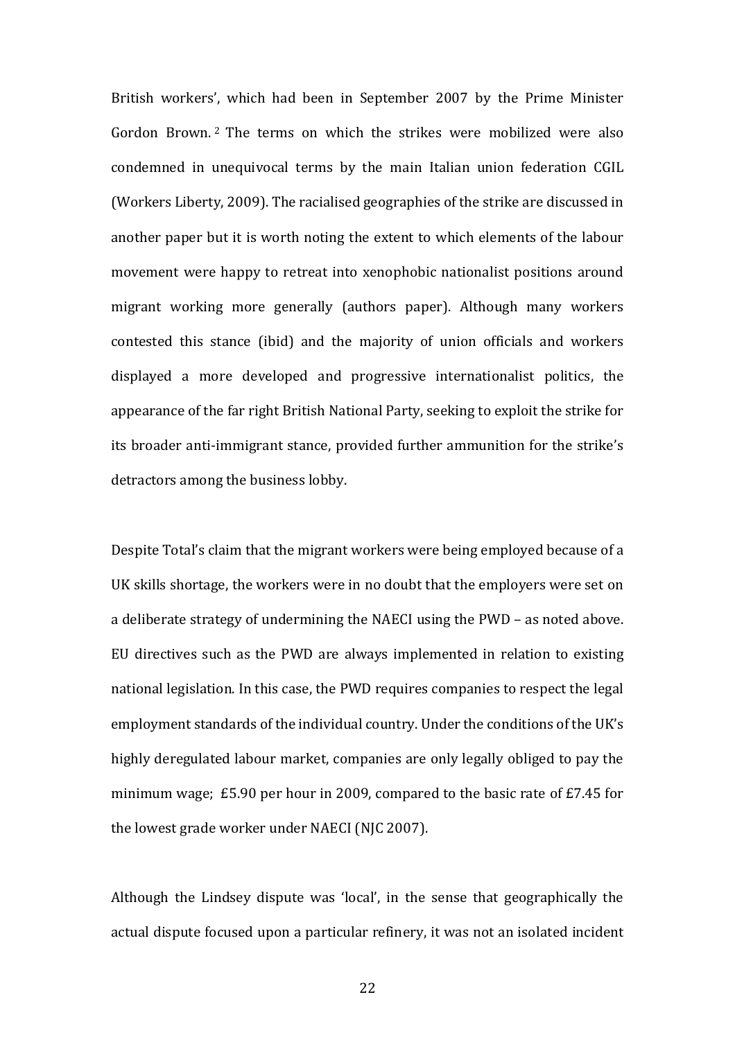British workers', which had been in September 2007 by the Prime Minister Gordon Brown. [2] The terms on which the strikes were mobilized were also condemned in unequivocal terms by the main Italian union federation CGIL (Workers Liberty, 2009). The racialised geographies of the strike are discussed in another paper but it is worth noting the extent to which elements of the labour movement were happy to retreat into xenophobic nationalist positions around migrant working more generally (authors paper). Although many workers contested this stance (ibid) and the majority of union officials and workers displayed a more developed and progressive internationalist politics, the appearance of the far right British National Party, seeking to exploit the strike for its broader anti-immigrant stance, provided further ammunition for the strike's detractors among the business lobby.

Despite Total's claim that the migrant workers were being employed because of a UK skills shortage, the workers were in no doubt that the employers were set on a deliberate strategy of undermining the NAECI using the PWD – as noted above. EU directives such as the PWD are always implemented in relation to existing national legislation. In this case, the PWD requires companies to respect the legal employment standards of the individual country. Under the conditions of the UK's highly deregulated labour market, companies are only legally obliged to pay the minimum wage; £5.90 per hour in 2009, compared to the basic rate of £7.45 for the lowest grade worker under NAECI (NJC 2007).

Although the Lindsey dispute was 'local', in the sense that geographically the actual dispute focused upon a particular refinery, it was not an isolated incident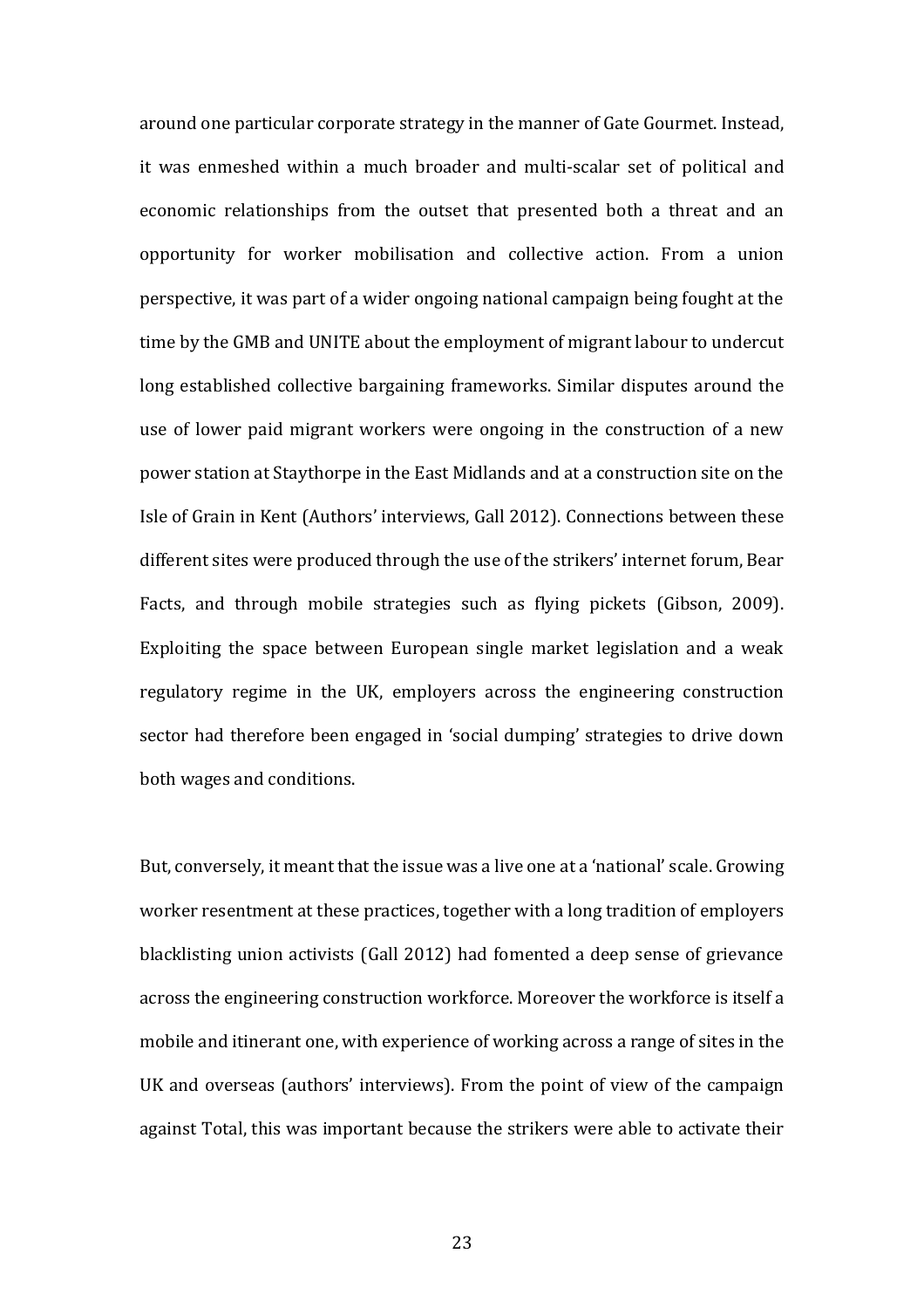around one particular corporate strategy in the manner of Gate Gourmet. Instead, it was enmeshed within a much broader and multi-scalar set of political and economic relationships from the outset that presented both a threat and an opportunity for worker mobilisation and collective action. From a union perspective, it was part of a wider ongoing national campaign being fought at the time by the GMB and UNITE about the employment of migrant labour to undercut long established collective bargaining frameworks. Similar disputes around the use of lower paid migrant workers were ongoing in the construction of a new power station at Staythorpe in the East Midlands and at a construction site on the Isle of Grain in Kent (Authors' interviews, Gall 2012). Connections between these different sites were produced through the use of the strikers' internet forum, Bear Facts, and through mobile strategies such as flying pickets (Gibson, 2009). Exploiting the space between European single market legislation and a weak regulatory regime in the UK, employers across the engineering construction sector had therefore been engaged in 'social dumping' strategies to drive down both wages and conditions.

But, conversely, it meant that the issue was a live one at a 'national' scale. Growing worker resentment at these practices, together with a long tradition of employers blacklisting union activists (Gall 2012) had fomented a deep sense of grievance across the engineering construction workforce. Moreover the workforce is itself a mobile and itinerant one, with experience of working across a range of sites in the UK and overseas (authors' interviews). From the point of view of the campaign against Total, this was important because the strikers were able to activate their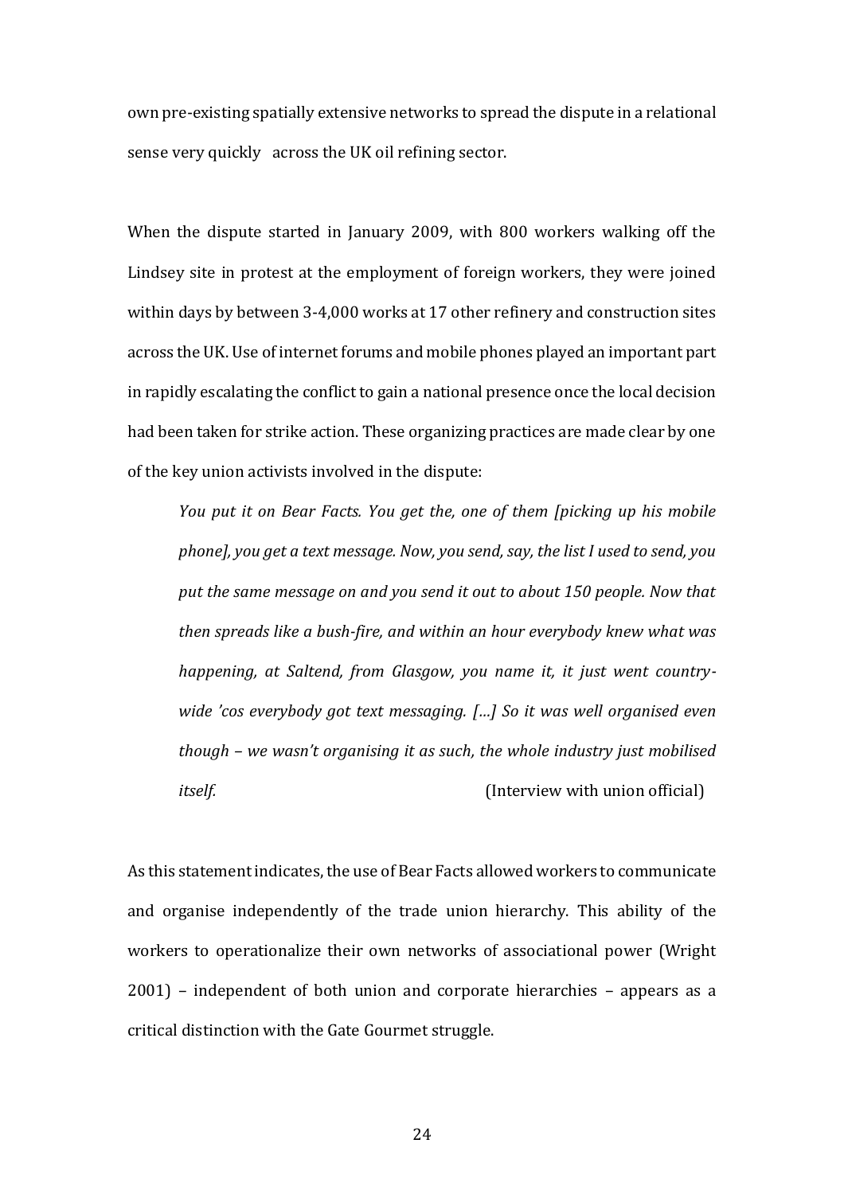own pre-existing spatially extensive networks to spread the dispute in a relational sense very quickly across the UK oil refining sector.

When the dispute started in January 2009, with 800 workers walking off the Lindsey site in protest at the employment of foreign workers, they were joined within days by between 3-4,000 works at 17 other refinery and construction sites across the UK. Use of internet forums and mobile phones played an important part in rapidly escalating the conflict to gain a national presence once the local decision had been taken for strike action. These organizing practices are made clear by one of the key union activists involved in the dispute:

> *You put it on Bear Facts. You get the, one of them [picking up his mobile phone], you get a text message. Now, you send, say, the list I used to send, you put the same message on and you send it out to about 150 people. Now that then spreads like a bush-fire, and within an hour everybody knew what was happening, at Saltend, from Glasgow, you name it, it just went country-wide 'cos everybody got text messaging. […] So it was well organised even though – we wasn't organising it as such, the whole industry just mobilised itself.* (Interview with union official)

As this statement indicates, the use of Bear Facts allowed workers to communicate and organise independently of the trade union hierarchy. This ability of the workers to operationalize their own networks of associational power (Wright 2001) – independent of both union and corporate hierarchies – appears as a critical distinction with the Gate Gourmet struggle.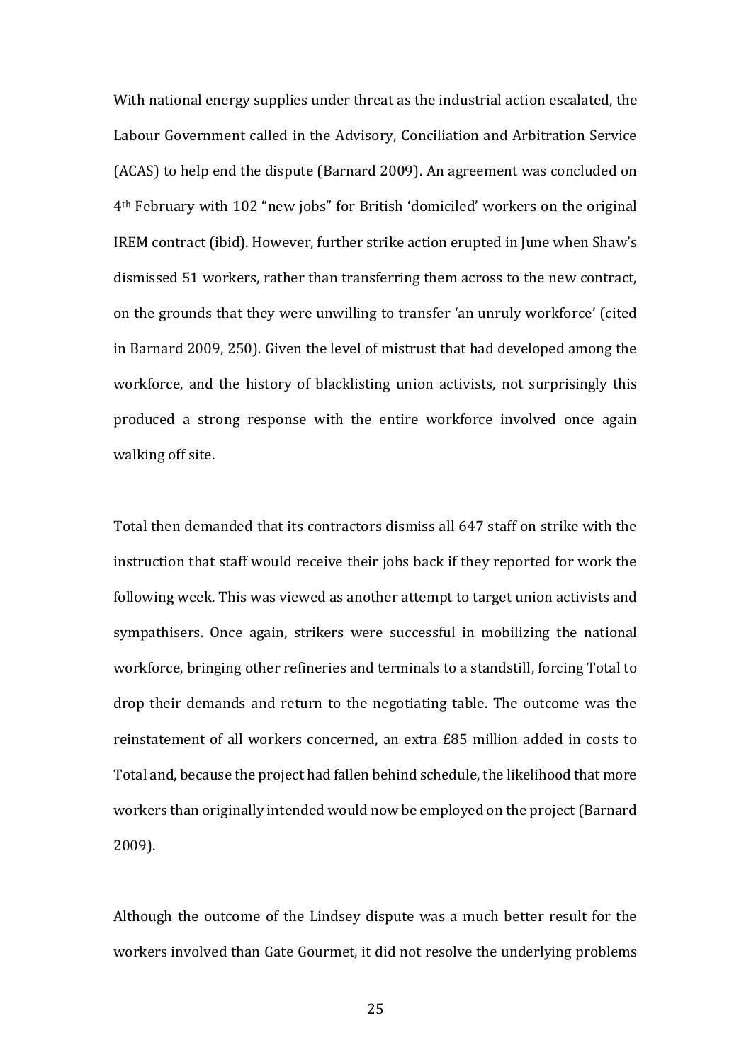With national energy supplies under threat as the industrial action escalated, the Labour Government called in the Advisory, Conciliation and Arbitration Service (ACAS) to help end the dispute (Barnard 2009). An agreement was concluded on 4th February with 102 "new jobs" for British 'domiciled' workers on the original IREM contract (ibid). However, further strike action erupted in June when Shaw's dismissed 51 workers, rather than transferring them across to the new contract, on the grounds that they were unwilling to transfer 'an unruly workforce' (cited in Barnard 2009, 250). Given the level of mistrust that had developed among the workforce, and the history of blacklisting union activists, not surprisingly this produced a strong response with the entire workforce involved once again walking off site.

Total then demanded that its contractors dismiss all 647 staff on strike with the instruction that staff would receive their jobs back if they reported for work the following week. This was viewed as another attempt to target union activists and sympathisers. Once again, strikers were successful in mobilizing the national workforce, bringing other refineries and terminals to a standstill, forcing Total to drop their demands and return to the negotiating table. The outcome was the reinstatement of all workers concerned, an extra £85 million added in costs to Total and, because the project had fallen behind schedule, the likelihood that more workers than originally intended would now be employed on the project (Barnard 2009).

Although the outcome of the Lindsey dispute was a much better result for the workers involved than Gate Gourmet, it did not resolve the underlying problems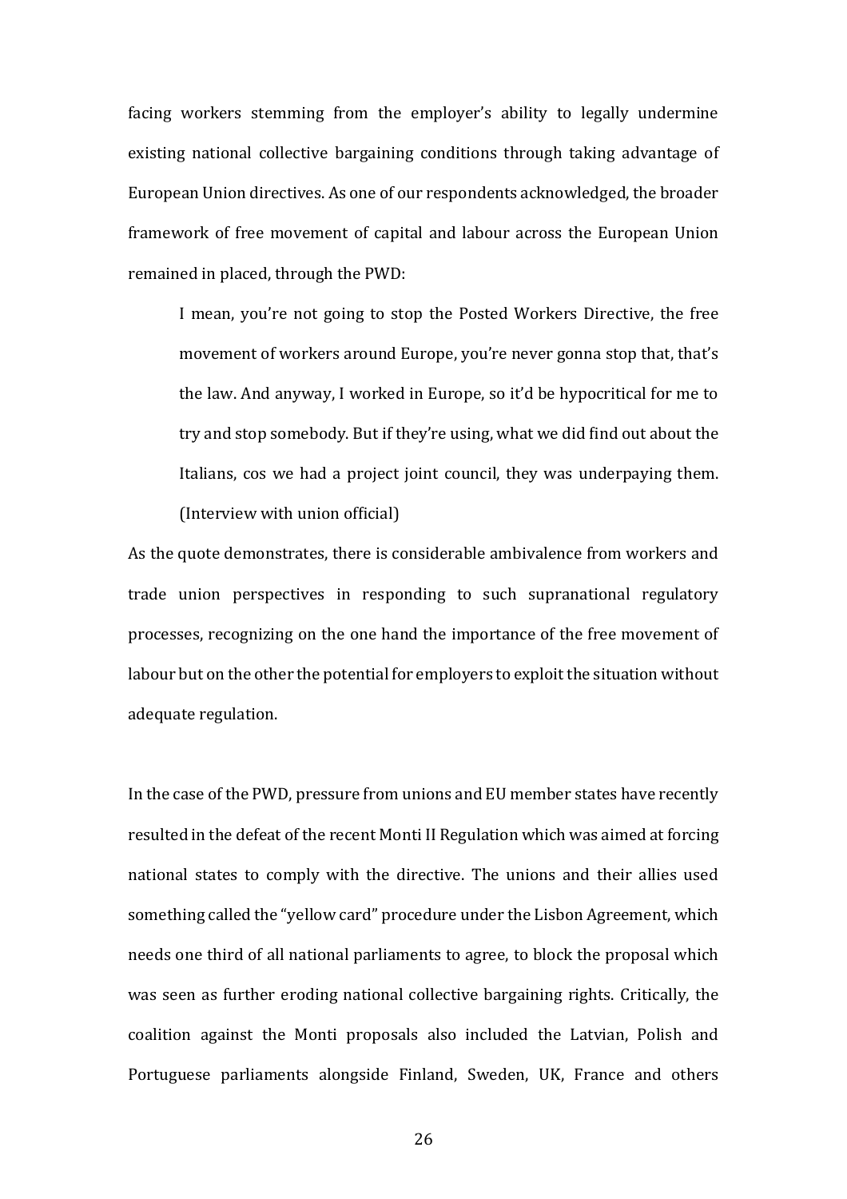facing workers stemming from the employer's ability to legally undermine existing national collective bargaining conditions through taking advantage of European Union directives. As one of our respondents acknowledged, the broader framework of free movement of capital and labour across the European Union remained in placed, through the PWD:

> I mean, you're not going to stop the Posted Workers Directive, the free movement of workers around Europe, you're never gonna stop that, that's the law. And anyway, I worked in Europe, so it'd be hypocritical for me to try and stop somebody. But if they're using, what we did find out about the Italians, cos we had a project joint council, they was underpaying them. (Interview with union official)

As the quote demonstrates, there is considerable ambivalence from workers and trade union perspectives in responding to such supranational regulatory processes, recognizing on the one hand the importance of the free movement of labour but on the other the potential for employers to exploit the situation without adequate regulation.

In the case of the PWD, pressure from unions and EU member states have recently resulted in the defeat of the recent Monti II Regulation which was aimed at forcing national states to comply with the directive. The unions and their allies used something called the "yellow card" procedure under the Lisbon Agreement, which needs one third of all national parliaments to agree, to block the proposal which was seen as further eroding national collective bargaining rights. Critically, the coalition against the Monti proposals also included the Latvian, Polish and Portuguese parliaments alongside Finland, Sweden, UK, France and others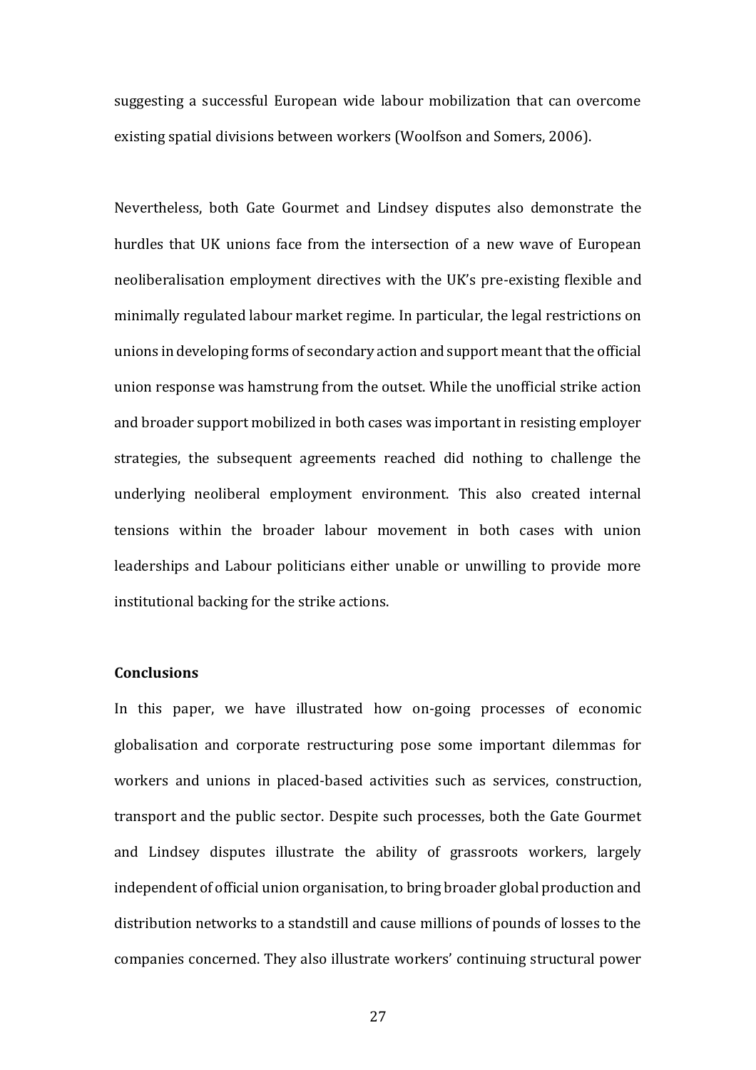suggesting a successful European wide labour mobilization that can overcome existing spatial divisions between workers (Woolfson and Somers, 2006).

Nevertheless, both Gate Gourmet and Lindsey disputes also demonstrate the hurdles that UK unions face from the intersection of a new wave of European neoliberalisation employment directives with the UK's pre-existing flexible and minimally regulated labour market regime. In particular, the legal restrictions on unions in developing forms of secondary action and support meant that the official union response was hamstrung from the outset. While the unofficial strike action and broader support mobilized in both cases was important in resisting employer strategies, the subsequent agreements reached did nothing to challenge the underlying neoliberal employment environment. This also created internal tensions within the broader labour movement in both cases with union leaderships and Labour politicians either unable or unwilling to provide more institutional backing for the strike actions.

**Conclusions**

In this paper, we have illustrated how on-going processes of economic globalisation and corporate restructuring pose some important dilemmas for workers and unions in placed-based activities such as services, construction, transport and the public sector. Despite such processes, both the Gate Gourmet and Lindsey disputes illustrate the ability of grassroots workers, largely independent of official union organisation, to bring broader global production and distribution networks to a standstill and cause millions of pounds of losses to the companies concerned. They also illustrate workers' continuing structural power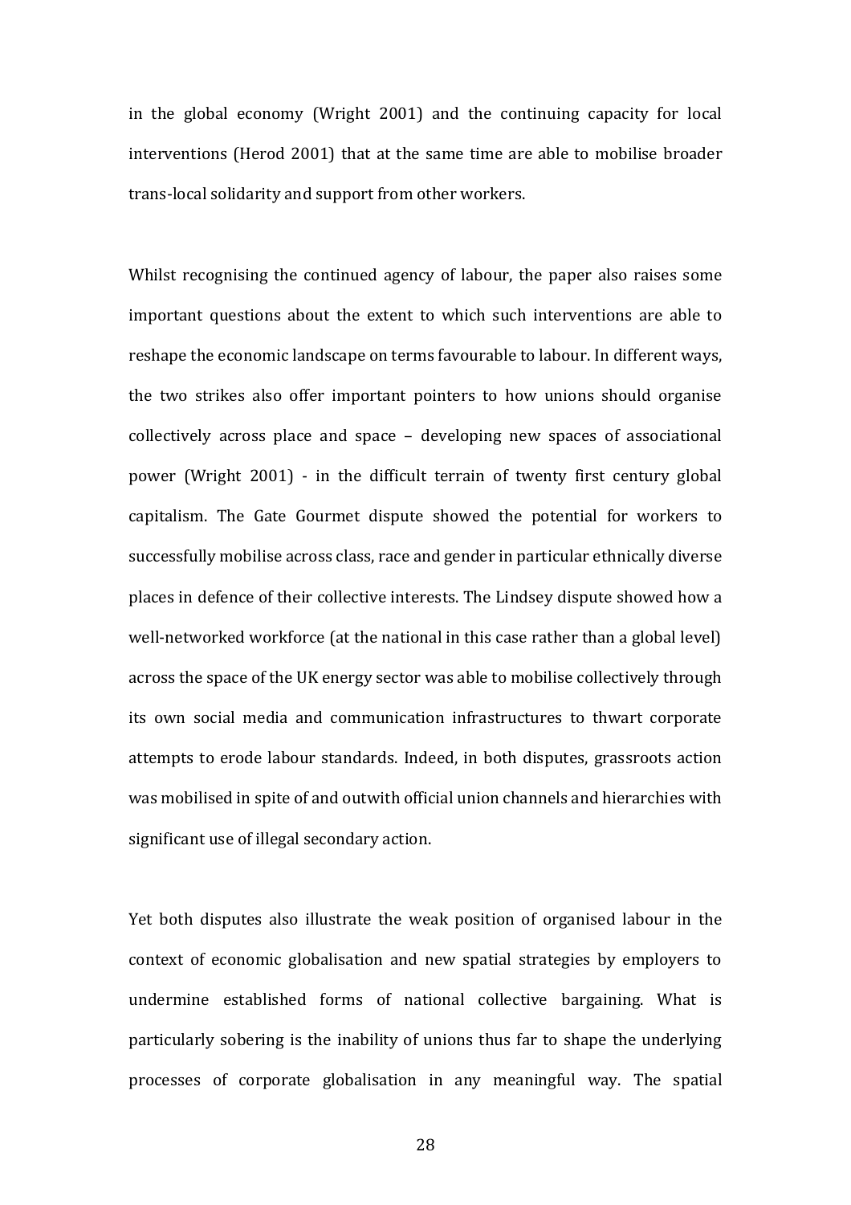in the global economy (Wright 2001) and the continuing capacity for local interventions (Herod 2001) that at the same time are able to mobilise broader trans-local solidarity and support from other workers.

Whilst recognising the continued agency of labour, the paper also raises some important questions about the extent to which such interventions are able to reshape the economic landscape on terms favourable to labour. In different ways, the two strikes also offer important pointers to how unions should organise collectively across place and space – developing new spaces of associational power (Wright 2001) - in the difficult terrain of twenty first century global capitalism. The Gate Gourmet dispute showed the potential for workers to successfully mobilise across class, race and gender in particular ethnically diverse places in defence of their collective interests. The Lindsey dispute showed how a well-networked workforce (at the national in this case rather than a global level) across the space of the UK energy sector was able to mobilise collectively through its own social media and communication infrastructures to thwart corporate attempts to erode labour standards. Indeed, in both disputes, grassroots action was mobilised in spite of and outwith official union channels and hierarchies with significant use of illegal secondary action.

Yet both disputes also illustrate the weak position of organised labour in the context of economic globalisation and new spatial strategies by employers to undermine established forms of national collective bargaining. What is particularly sobering is the inability of unions thus far to shape the underlying processes of corporate globalisation in any meaningful way. The spatial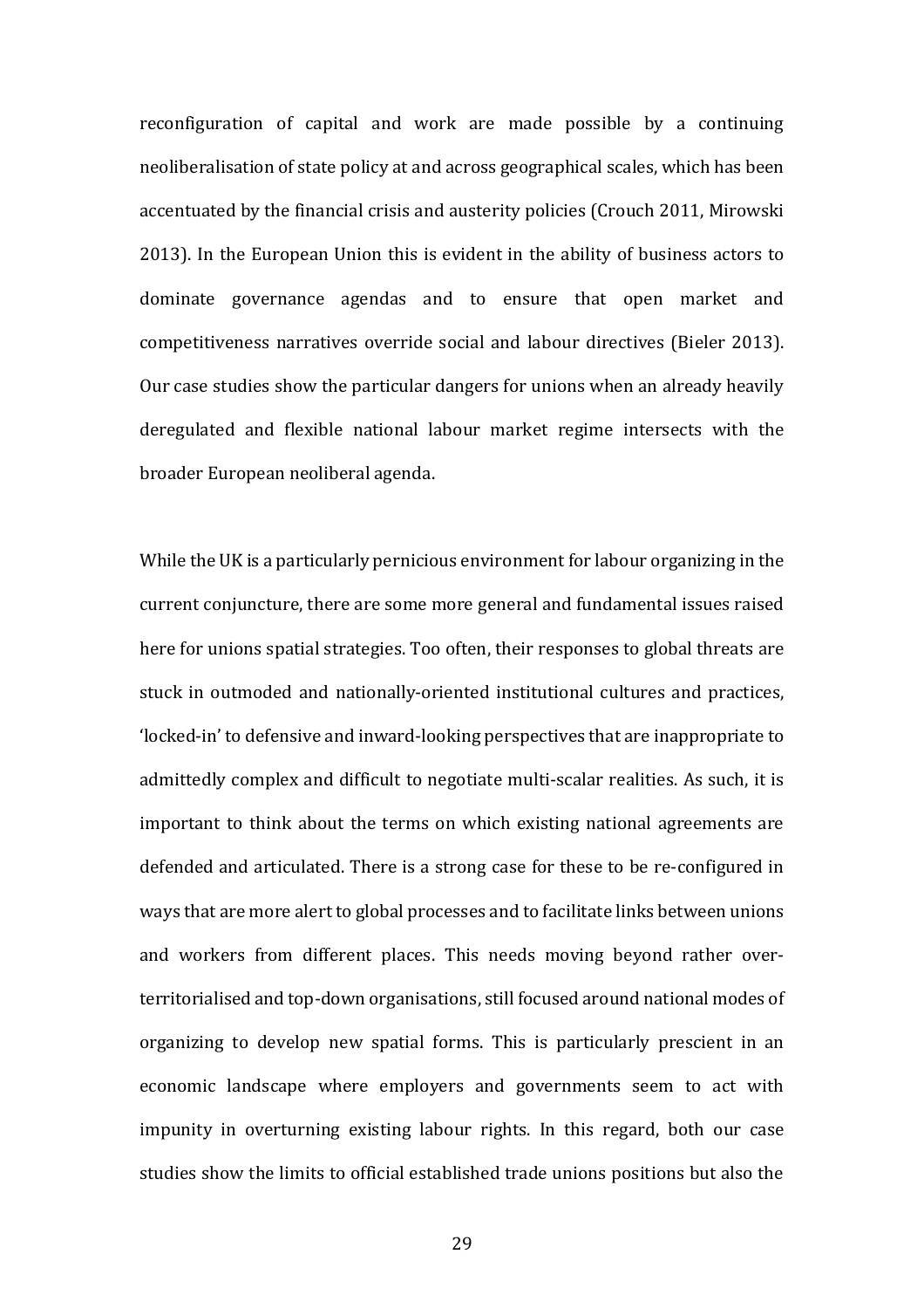reconfiguration of capital and work are made possible by a continuing neoliberalisation of state policy at and across geographical scales, which has been accentuated by the financial crisis and austerity policies (Crouch 2011, Mirowski 2013). In the European Union this is evident in the ability of business actors to dominate governance agendas and to ensure that open market and competitiveness narratives override social and labour directives (Bieler 2013). Our case studies show the particular dangers for unions when an already heavily deregulated and flexible national labour market regime intersects with the broader European neoliberal agenda.

While the UK is a particularly pernicious environment for labour organizing in the current conjuncture, there are some more general and fundamental issues raised here for unions spatial strategies. Too often, their responses to global threats are stuck in outmoded and nationally-oriented institutional cultures and practices, 'locked-in' to defensive and inward-looking perspectives that are inappropriate to admittedly complex and difficult to negotiate multi-scalar realities. As such, it is important to think about the terms on which existing national agreements are defended and articulated. There is a strong case for these to be re-configured in ways that are more alert to global processes and to facilitate links between unions and workers from different places. This needs moving beyond rather over-territorialised and top-down organisations, still focused around national modes of organizing to develop new spatial forms. This is particularly prescient in an economic landscape where employers and governments seem to act with impunity in overturning existing labour rights. In this regard, both our case studies show the limits to official established trade unions positions but also the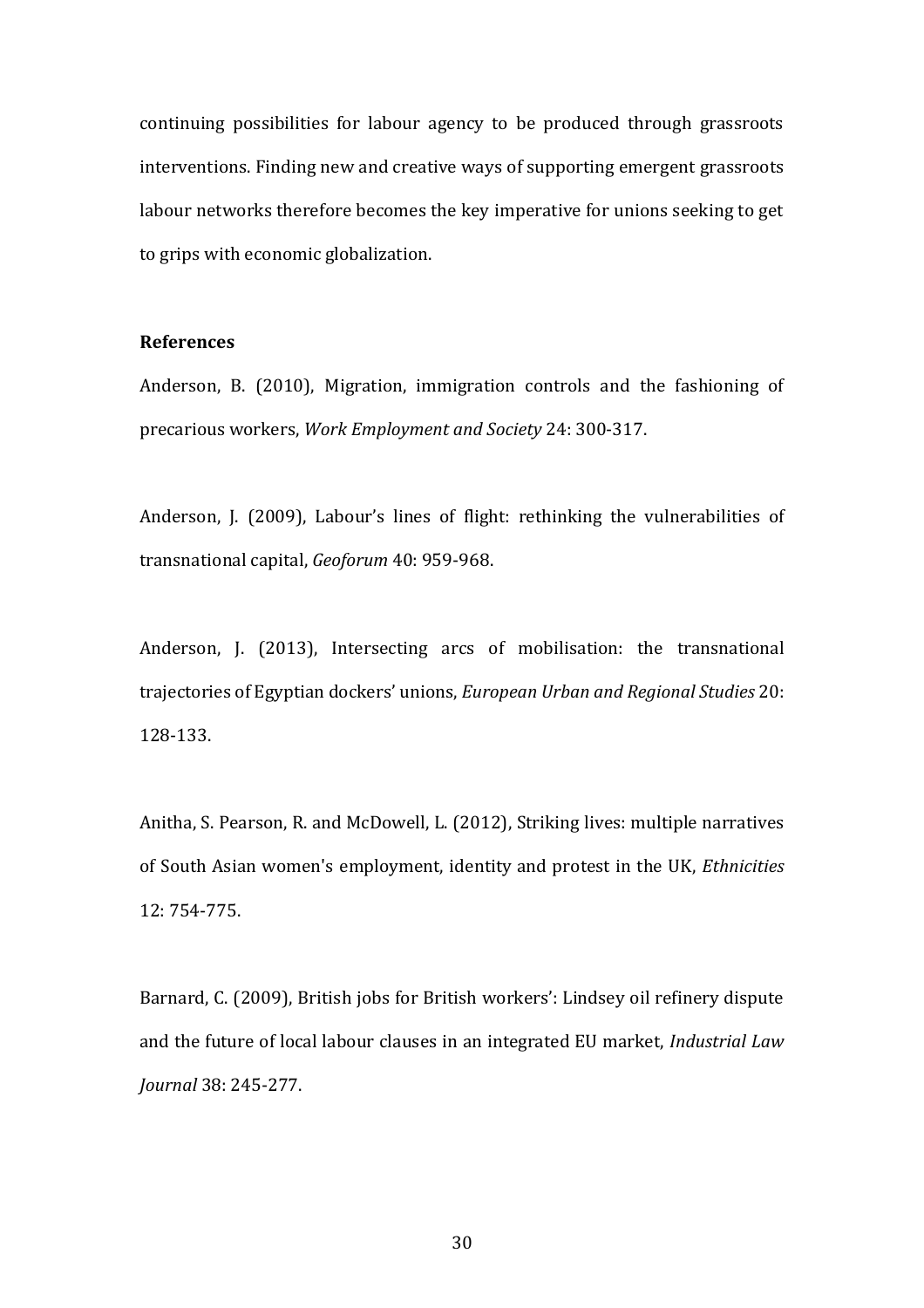continuing possibilities for labour agency to be produced through grassroots interventions. Finding new and creative ways of supporting emergent grassroots labour networks therefore becomes the key imperative for unions seeking to get to grips with economic globalization.

**References**

Anderson, B. (2010), Migration, immigration controls and the fashioning of precarious workers, *Work Employment and Society* 24: 300-317.

Anderson, J. (2009), Labour's lines of flight: rethinking the vulnerabilities of transnational capital, *Geoforum* 40: 959-968.

Anderson, J. (2013), Intersecting arcs of mobilisation: the transnational trajectories of Egyptian dockers' unions, *European Urban and Regional Studies* 20: 128-133.

Anitha, S. Pearson, R. and McDowell, L. (2012), Striking lives: multiple narratives of South Asian women's employment, identity and protest in the UK, *Ethnicities* 12: 754-775.

Barnard, C. (2009), British jobs for British workers': Lindsey oil refinery dispute and the future of local labour clauses in an integrated EU market, *Industrial Law Journal* 38: 245-277.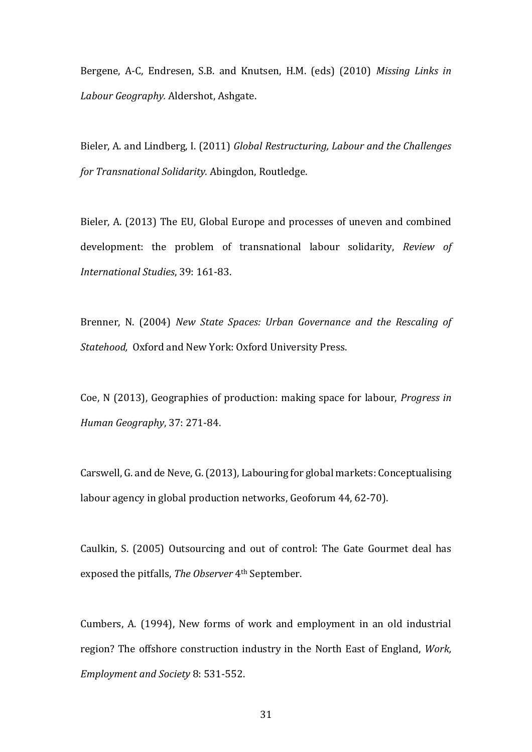Bergene, A-C, Endresen, S.B. and Knutsen, H.M. (eds) (2010) *Missing Links in Labour Geography.* Aldershot, Ashgate.

Bieler, A. and Lindberg, I. (2011) *Global Restructuring, Labour and the Challenges for Transnational Solidarity.* Abingdon, Routledge.

Bieler, A. (2013) The EU, Global Europe and processes of uneven and combined development: the problem of transnational labour solidarity, *Review of International Studies*, 39: 161-83.

Brenner, N. (2004) *New State Spaces: Urban Governance and the Rescaling of Statehood,* Oxford and New York: Oxford University Press.

Coe, N (2013), Geographies of production: making space for labour, *Progress in Human Geography*, 37: 271-84.

Carswell, G. and de Neve, G. (2013), Labouring for global markets: Conceptualising labour agency in global production networks, Geoforum 44, 62-70).

Caulkin, S. (2005) Outsourcing and out of control: The Gate Gourmet deal has exposed the pitfalls, *The Observer* 4th September.

Cumbers, A. (1994), New forms of work and employment in an old industrial region? The offshore construction industry in the North East of England, *Work, Employment and Society* 8: 531-552.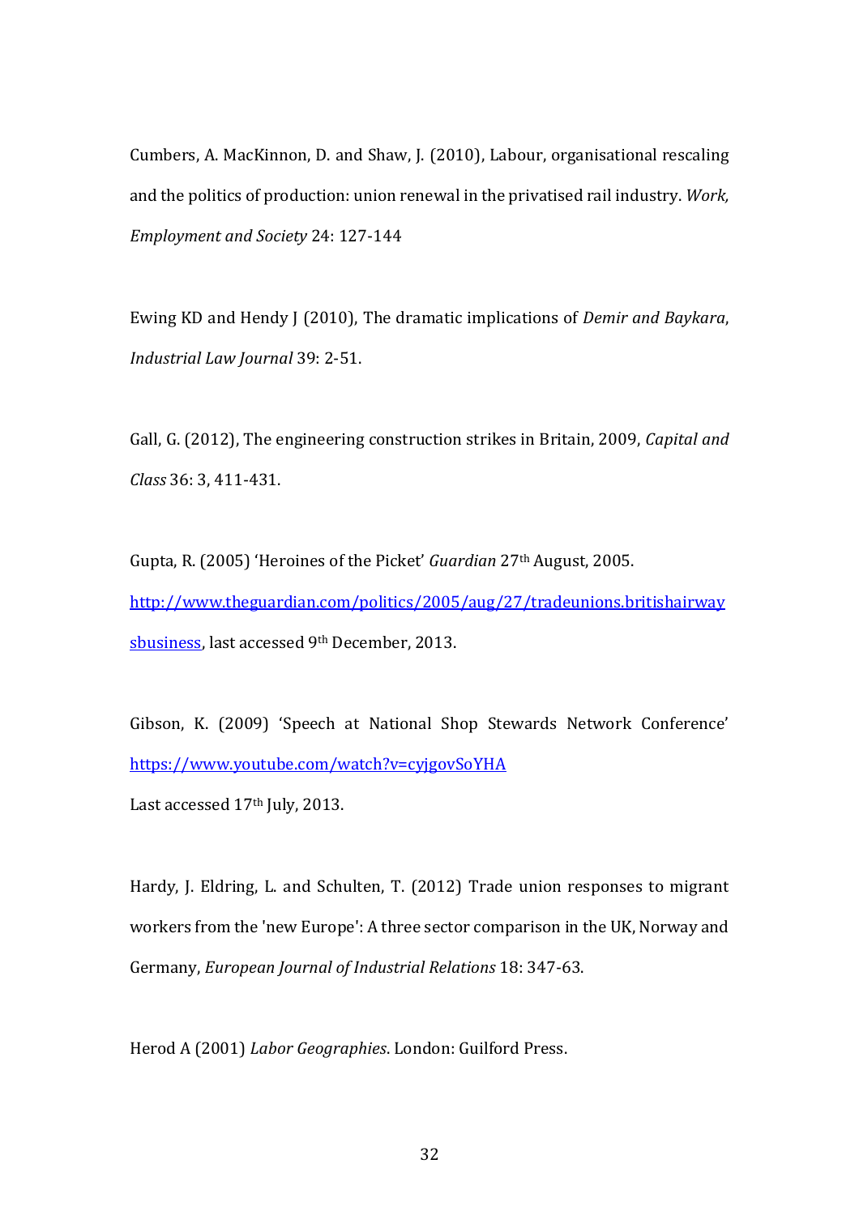Cumbers, A. MacKinnon, D. and Shaw, J. (2010), Labour, organisational rescaling and the politics of production: union renewal in the privatised rail industry. *Work, Employment and Society* 24: 127-144

Ewing KD and Hendy J (2010), The dramatic implications of *Demir and Baykara*, *Industrial Law Journal* 39: 2-51.

Gall, G. (2012), The engineering construction strikes in Britain, 2009, *Capital and Class* 36: 3, 411-431.

Gupta, R. (2005) 'Heroines of the Picket' *Guardian* 27th August, 2005. http://www.theguardian.com/politics/2005/aug/27/tradeunions.britishairwaysbusiness, last accessed 9th December, 2013.

Gibson, K. (2009) 'Speech at National Shop Stewards Network Conference' https://www.youtube.com/watch?v=cyjgovSoYHA Last accessed 17th July, 2013.

Hardy, J. Eldring, L. and Schulten, T. (2012) Trade union responses to migrant workers from the 'new Europe': A three sector comparison in the UK, Norway and Germany, *European Journal of Industrial Relations* 18: 347-63.

Herod A (2001) *Labor Geographies*. London: Guilford Press.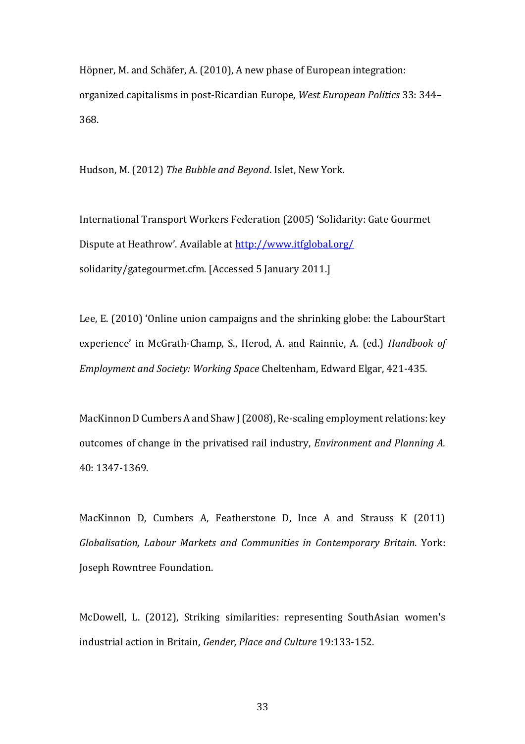Höpner, M. and Schäfer, A. (2010), A new phase of European integration: organized capitalisms in post-Ricardian Europe, *West European Politics* 33: 344–368.

Hudson, M. (2012) *The Bubble and Beyond*. Islet, New York.

International Transport Workers Federation (2005) 'Solidarity: Gate Gourmet Dispute at Heathrow'. Available at [http://www.itfglobal.org/](http://www.itfglobal.org/) solidarity/gategourmet.cfm. [Accessed 5 January 2011.]

Lee, E. (2010) 'Online union campaigns and the shrinking globe: the LabourStart experience' in McGrath-Champ, S., Herod, A. and Rainnie, A. (ed.) *Handbook of Employment and Society: Working Space* Cheltenham, Edward Elgar, 421-435.

MacKinnon D Cumbers A and Shaw J (2008), Re-scaling employment relations: key outcomes of change in the privatised rail industry, *Environment and Planning A.* 40: 1347-1369.

MacKinnon D, Cumbers A, Featherstone D, Ince A and Strauss K (2011) *Globalisation, Labour Markets and Communities in Contemporary Britain*. York: Joseph Rowntree Foundation.

McDowell, L. (2012), Striking similarities: representing SouthAsian women's industrial action in Britain, *Gender, Place and Culture* 19:133-152.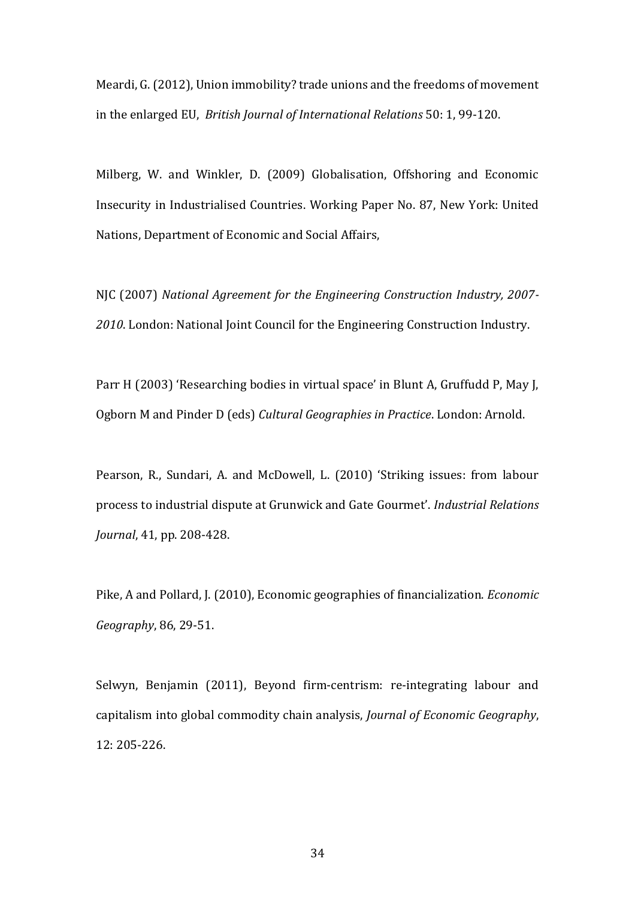Meardi, G. (2012), Union immobility? trade unions and the freedoms of movement in the enlarged EU, *British Journal of International Relations* 50: 1, 99-120.

Milberg, W. and Winkler, D. (2009) Globalisation, Offshoring and Economic Insecurity in Industrialised Countries. Working Paper No. 87, New York: United Nations, Department of Economic and Social Affairs,

NJC (2007) *National Agreement for the Engineering Construction Industry, 2007-2010*. London: National Joint Council for the Engineering Construction Industry.

Parr H (2003) 'Researching bodies in virtual space' in Blunt A, Gruffudd P, May J, Ogborn M and Pinder D (eds) *Cultural Geographies in Practice*. London: Arnold.

Pearson, R., Sundari, A. and McDowell, L. (2010) 'Striking issues: from labour process to industrial dispute at Grunwick and Gate Gourmet'. *Industrial Relations Journal*, 41, pp. 208-428.

Pike, A and Pollard, J. (2010), Economic geographies of financialization. *Economic Geography*, 86, 29-51.

Selwyn, Benjamin (2011), Beyond firm-centrism: re-integrating labour and capitalism into global commodity chain analysis, *Journal of Economic Geography*, 12: 205-226.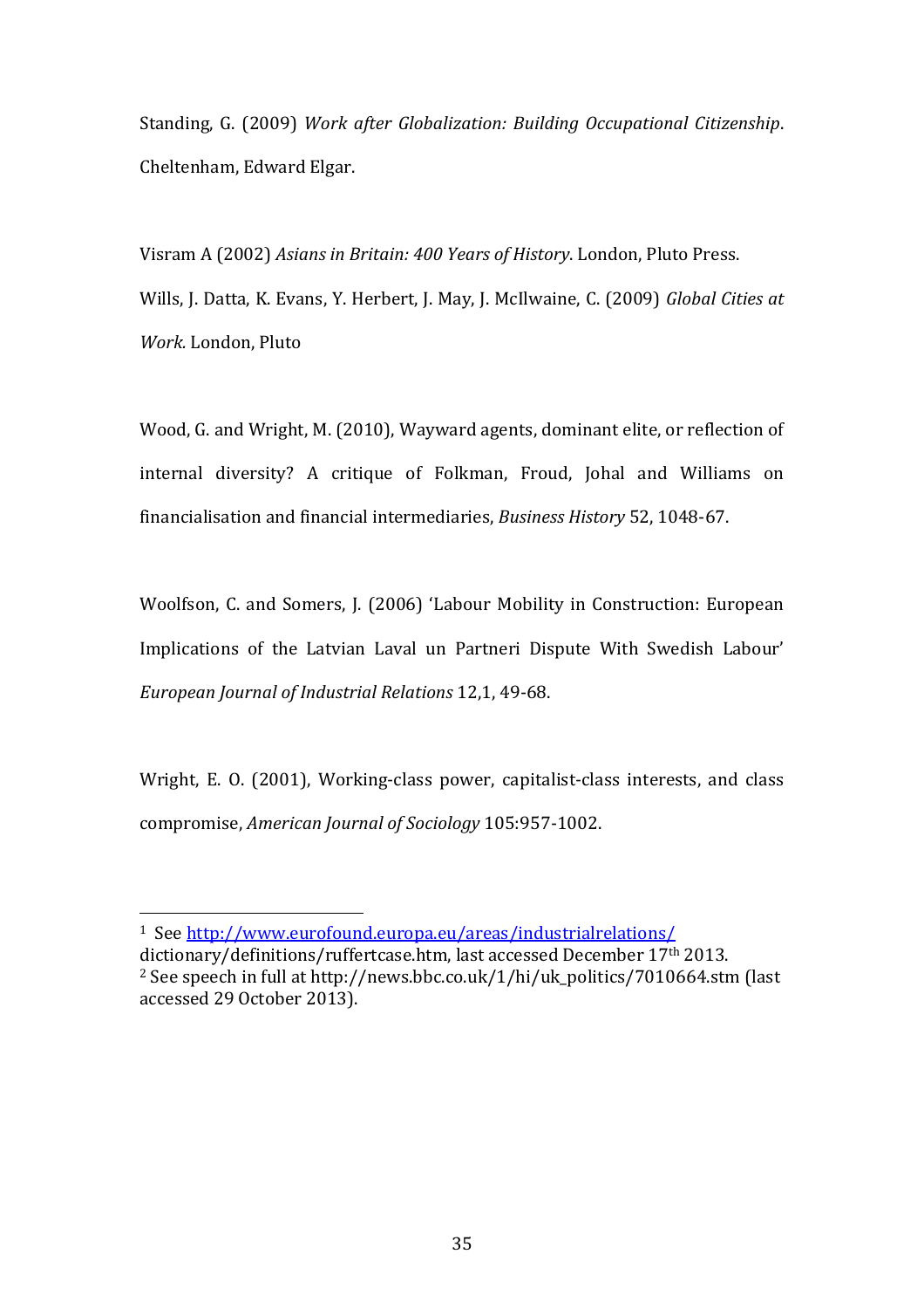Standing, G. (2009) *Work after Globalization: Building Occupational Citizenship*. Cheltenham, Edward Elgar.

Visram A (2002) *Asians in Britain: 400 Years of History*. London, Pluto Press.

Wills, J. Datta, K. Evans, Y. Herbert, J. May, J. McIlwaine, C. (2009) *Global Cities at Work.* London, Pluto

Wood, G. and Wright, M. (2010), Wayward agents, dominant elite, or reflection of internal diversity? A critique of Folkman, Froud, Johal and Williams on financialisation and financial intermediaries, *Business History* 52, 1048-67.

Woolfson, C. and Somers, J. (2006) 'Labour Mobility in Construction: European Implications of the Latvian Laval un Partneri Dispute With Swedish Labour' *European Journal of Industrial Relations* 12,1, 49-68.

Wright, E. O. (2001), Working-class power, capitalist-class interests, and class compromise, *American Journal of Sociology* 105:957-1002.

---

[1] See http://www.eurofound.europa.eu/areas/industrialrelations/dictionary/definitions/ruffertcase.htm, last accessed December 17th 2013.

[2] See speech in full at http://news.bbc.co.uk/1/hi/uk_politics/7010664.stm (last accessed 29 October 2013).